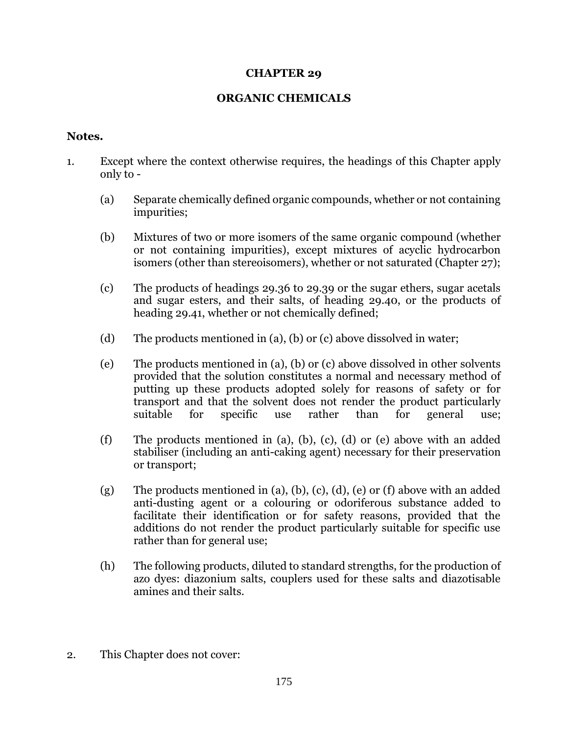# CHAPTER 29

# ORGANIC CHEMICALS

**Notes.**

1. Except where the context otherwise requires, the headings of this Chapter apply only to -

   (a) Separate chemically defined organic compounds, whether or not containing impurities;

   (b) Mixtures of two or more isomers of the same organic compound (whether or not containing impurities), except mixtures of acyclic hydrocarbon isomers (other than stereoisomers), whether or not saturated (Chapter 27);

   (c) The products of headings 29.36 to 29.39 or the sugar ethers, sugar acetals and sugar esters, and their salts, of heading 29.40, or the products of heading 29.41, whether or not chemically defined;

   (d) The products mentioned in (a), (b) or (c) above dissolved in water;

   (e) The products mentioned in (a), (b) or (c) above dissolved in other solvents provided that the solution constitutes a normal and necessary method of putting up these products adopted solely for reasons of safety or for transport and that the solvent does not render the product particularly suitable for specific use rather than for general use;

   (f) The products mentioned in (a), (b), (c), (d) or (e) above with an added stabiliser (including an anti-caking agent) necessary for their preservation or transport;

   (g) The products mentioned in (a), (b), (c), (d), (e) or (f) above with an added anti-dusting agent or a colouring or odoriferous substance added to facilitate their identification or for safety reasons, provided that the additions do not render the product particularly suitable for specific use rather than for general use;

   (h) The following products, diluted to standard strengths, for the production of azo dyes: diazonium salts, couplers used for these salts and diazotisable amines and their salts.

2. This Chapter does not cover: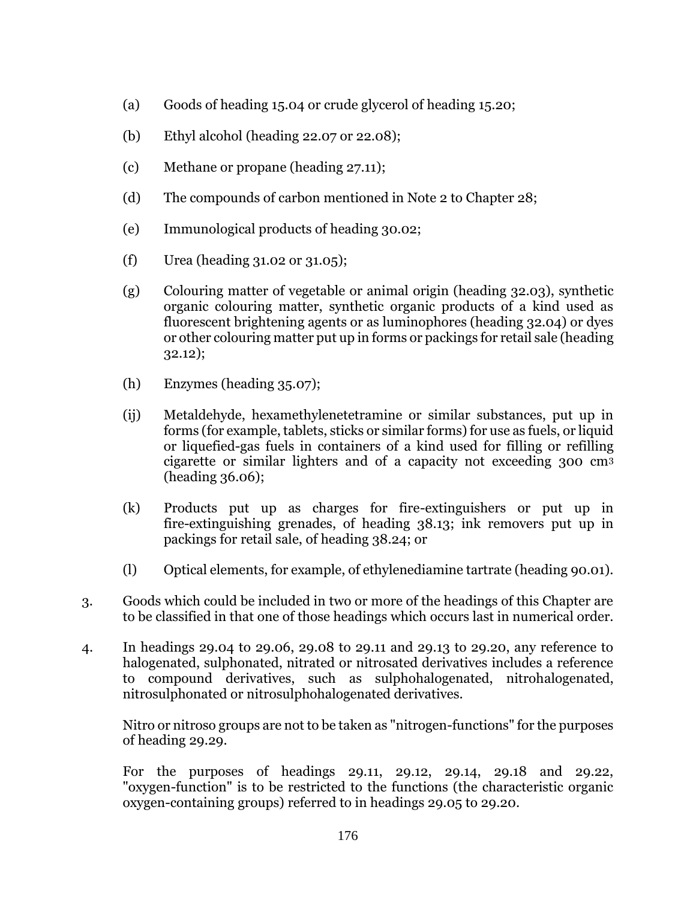(a) Goods of heading 15.04 or crude glycerol of heading 15.20;

(b) Ethyl alcohol (heading 22.07 or 22.08);

(c) Methane or propane (heading 27.11);

(d) The compounds of carbon mentioned in Note 2 to Chapter 28;

(e) Immunological products of heading 30.02;

(f) Urea (heading 31.02 or 31.05);

(g) Colouring matter of vegetable or animal origin (heading 32.03), synthetic organic colouring matter, synthetic organic products of a kind used as fluorescent brightening agents or as luminophores (heading 32.04) or dyes or other colouring matter put up in forms or packings for retail sale (heading 32.12);

(h) Enzymes (heading 35.07);

(ij) Metaldehyde, hexamethylenetetramine or similar substances, put up in forms (for example, tablets, sticks or similar forms) for use as fuels, or liquid or liquefied-gas fuels in containers of a kind used for filling or refilling cigarette or similar lighters and of a capacity not exceeding 300 $cm^3$ (heading 36.06);

(k) Products put up as charges for fire-extinguishers or put up in fire-extinguishing grenades, of heading 38.13; ink removers put up in packings for retail sale, of heading 38.24; or

(l) Optical elements, for example, of ethylenediamine tartrate (heading 90.01).

3. Goods which could be included in two or more of the headings of this Chapter are to be classified in that one of those headings which occurs last in numerical order.

4. In headings 29.04 to 29.06, 29.08 to 29.11 and 29.13 to 29.20, any reference to halogenated, sulphonated, nitrated or nitrosated derivatives includes a reference to compound derivatives, such as sulphohalogenated, nitrohalogenated, nitrosulphonated or nitrosulphohalogenated derivatives.

   Nitro or nitroso groups are not to be taken as "nitrogen-functions" for the purposes of heading 29.29.

   For the purposes of headings 29.11, 29.12, 29.14, 29.18 and 29.22, "oxygen-function" is to be restricted to the functions (the characteristic organic oxygen-containing groups) referred to in headings 29.05 to 29.20.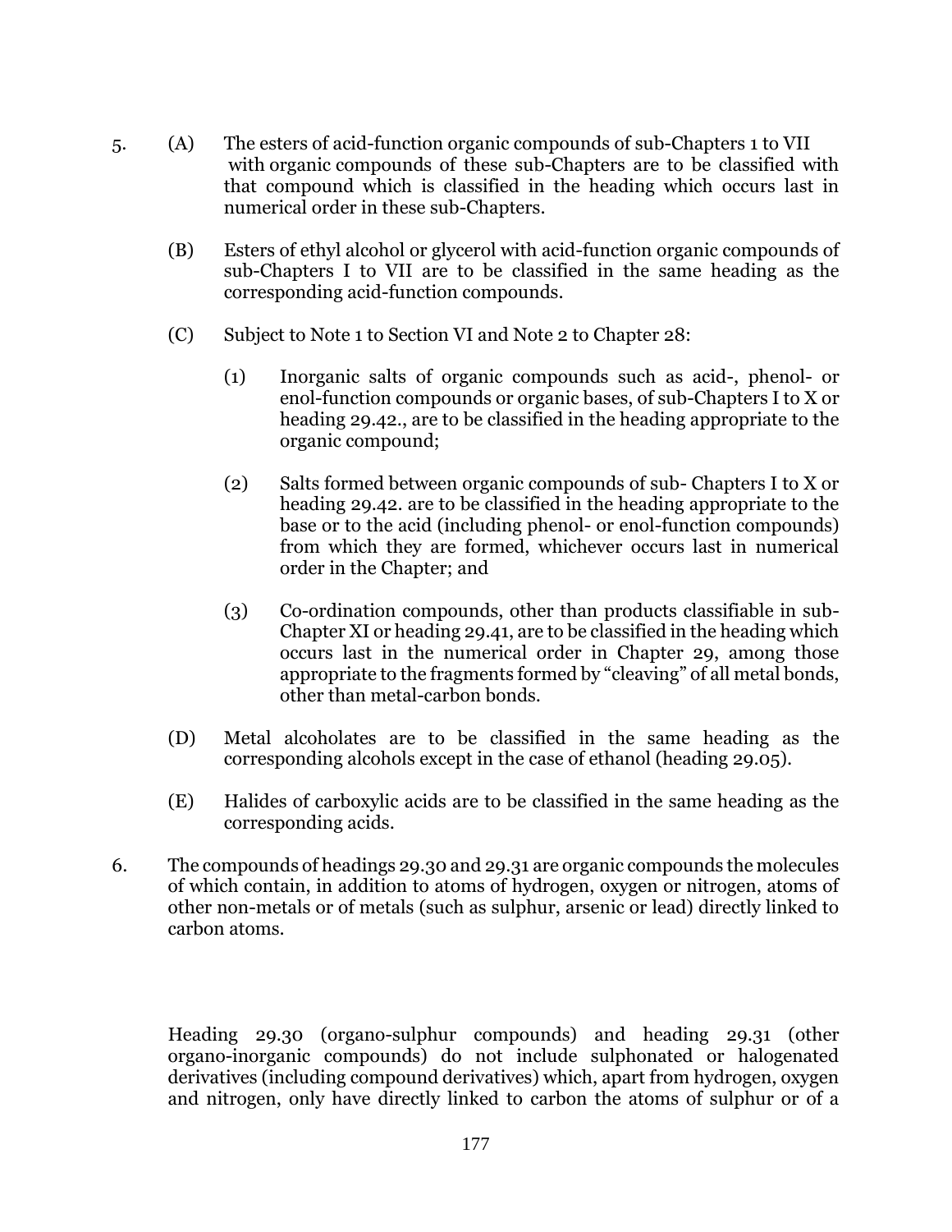5. (A) The esters of acid-function organic compounds of sub-Chapters 1 to VII with organic compounds of these sub-Chapters are to be classified with that compound which is classified in the heading which occurs last in numerical order in these sub-Chapters.

   (B) Esters of ethyl alcohol or glycerol with acid-function organic compounds of sub-Chapters I to VII are to be classified in the same heading as the corresponding acid-function compounds.

   (C) Subject to Note 1 to Section VI and Note 2 to Chapter 28:

      (1) Inorganic salts of organic compounds such as acid-, phenol- or enol-function compounds or organic bases, of sub-Chapters I to X or heading 29.42., are to be classified in the heading appropriate to the organic compound;

      (2) Salts formed between organic compounds of sub- Chapters I to X or heading 29.42. are to be classified in the heading appropriate to the base or to the acid (including phenol- or enol-function compounds) from which they are formed, whichever occurs last in numerical order in the Chapter; and

      (3) Co-ordination compounds, other than products classifiable in sub-Chapter XI or heading 29.41, are to be classified in the heading which occurs last in the numerical order in Chapter 29, among those appropriate to the fragments formed by "cleaving" of all metal bonds, other than metal-carbon bonds.

   (D) Metal alcoholates are to be classified in the same heading as the corresponding alcohols except in the case of ethanol (heading 29.05).

   (E) Halides of carboxylic acids are to be classified in the same heading as the corresponding acids.

6. The compounds of headings 29.30 and 29.31 are organic compounds the molecules of which contain, in addition to atoms of hydrogen, oxygen or nitrogen, atoms of other non-metals or of metals (such as sulphur, arsenic or lead) directly linked to carbon atoms.

   Heading 29.30 (organo-sulphur compounds) and heading 29.31 (other organo-inorganic compounds) do not include sulphonated or halogenated derivatives (including compound derivatives) which, apart from hydrogen, oxygen and nitrogen, only have directly linked to carbon the atoms of sulphur or of a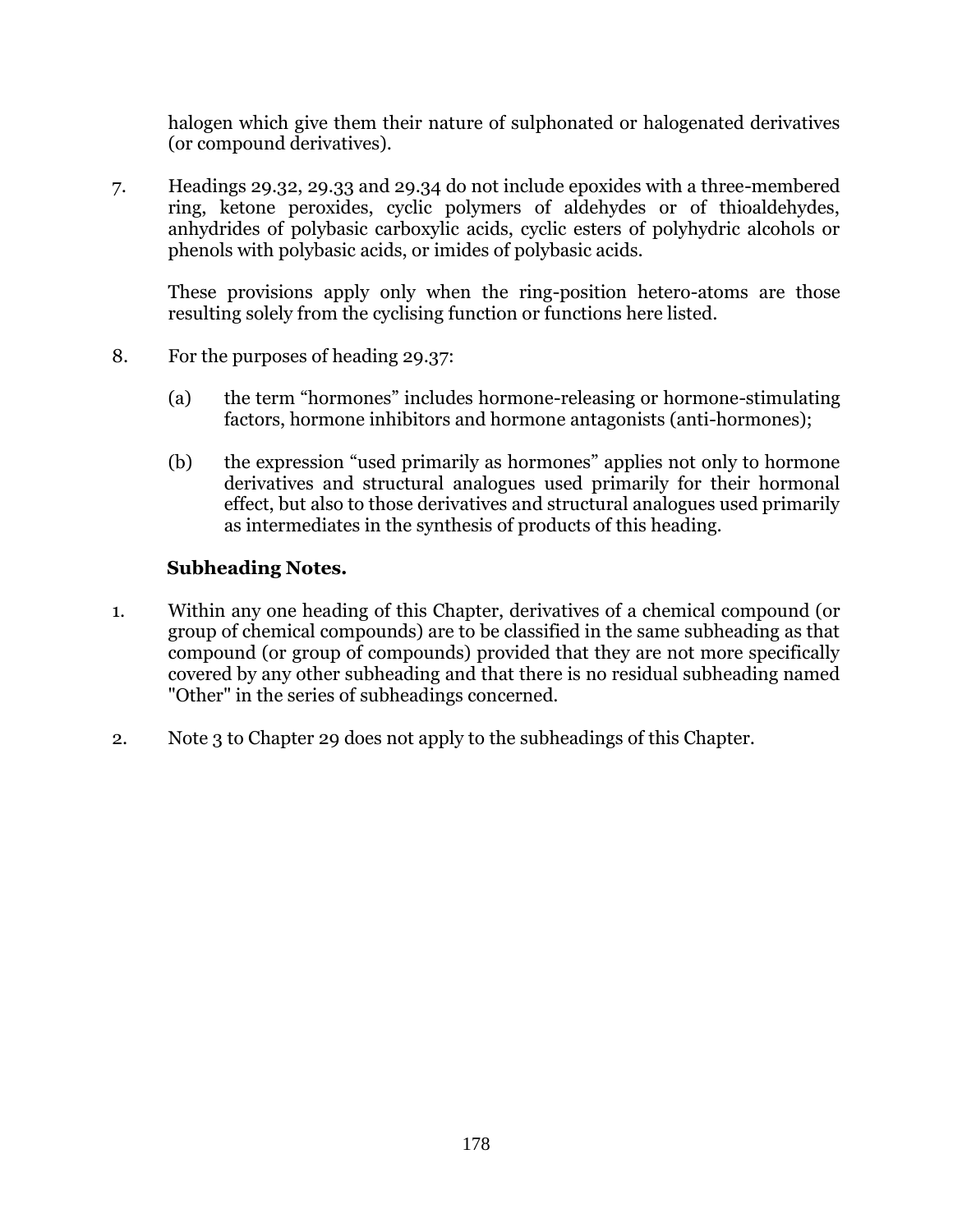halogen which give them their nature of sulphonated or halogenated derivatives (or compound derivatives).

7. Headings 29.32, 29.33 and 29.34 do not include epoxides with a three-membered ring, ketone peroxides, cyclic polymers of aldehydes or of thioaldehydes, anhydrides of polybasic carboxylic acids, cyclic esters of polyhydric alcohols or phenols with polybasic acids, or imides of polybasic acids.

   These provisions apply only when the ring-position hetero-atoms are those resulting solely from the cyclising function or functions here listed.

8. For the purposes of heading 29.37:

   (a) the term “hormones” includes hormone-releasing or hormone-stimulating factors, hormone inhibitors and hormone antagonists (anti-hormones);

   (b) the expression “used primarily as hormones” applies not only to hormone derivatives and structural analogues used primarily for their hormonal effect, but also to those derivatives and structural analogues used primarily as intermediates in the synthesis of products of this heading.

### Subheading Notes.

1. Within any one heading of this Chapter, derivatives of a chemical compound (or group of chemical compounds) are to be classified in the same subheading as that compound (or group of compounds) provided that they are not more specifically covered by any other subheading and that there is no residual subheading named "Other" in the series of subheadings concerned.

2. Note 3 to Chapter 29 does not apply to the subheadings of this Chapter.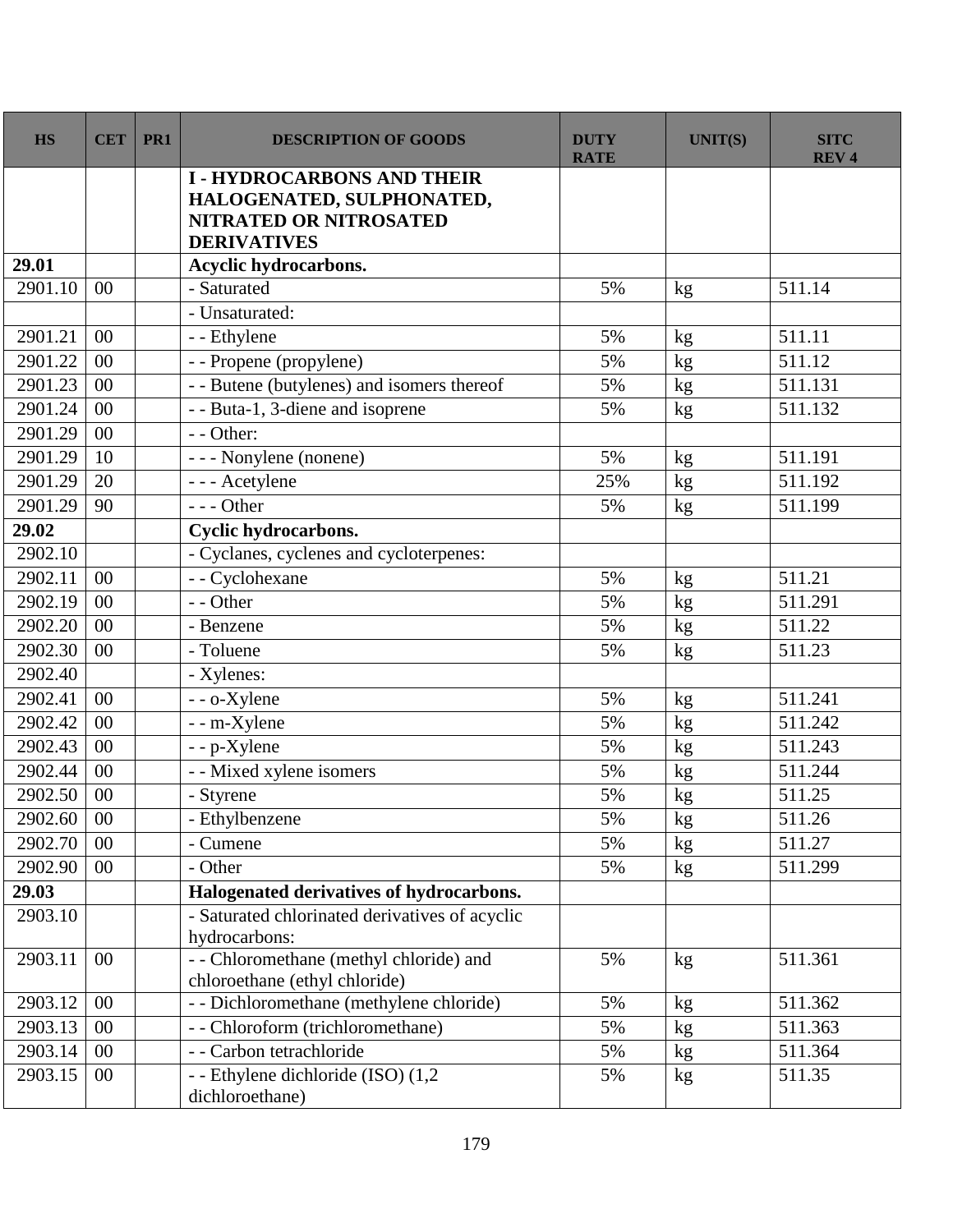| HS | CET | PR1 | DESCRIPTION OF GOODS | DUTY RATE | UNIT(S) | SITC REV 4 |
|---|---|---|---|---|---|---|
| | | | **I - HYDROCARBONS AND THEIR HALOGENATED, SULPHONATED, NITRATED OR NITROSATED DERIVATIVES** | | | |
| **29.01** | | | **Acyclic hydrocarbons.** | | | |
| 2901.10 | 00 | | - Saturated | 5% | kg | 511.14 |
| | | | - Unsaturated: | | | |
| 2901.21 | 00 | | - - Ethylene | 5% | kg | 511.11 |
| 2901.22 | 00 | | - - Propene (propylene) | 5% | kg | 511.12 |
| 2901.23 | 00 | | - - Butene (butylenes) and isomers thereof | 5% | kg | 511.131 |
| 2901.24 | 00 | | - - Buta-1, 3-diene and isoprene | 5% | kg | 511.132 |
| 2901.29 | 00 | | - - Other: | | | |
| 2901.29 | 10 | | - - - Nonylene (nonene) | 5% | kg | 511.191 |
| 2901.29 | 20 | | - - - Acetylene | 25% | kg | 511.192 |
| 2901.29 | 90 | | - - - Other | 5% | kg | 511.199 |
| **29.02** | | | **Cyclic hydrocarbons.** | | | |
| 2902.10 | | | - Cyclanes, cyclenes and cycloterpenes: | | | |
| 2902.11 | 00 | | - - Cyclohexane | 5% | kg | 511.21 |
| 2902.19 | 00 | | - - Other | 5% | kg | 511.291 |
| 2902.20 | 00 | | - Benzene | 5% | kg | 511.22 |
| 2902.30 | 00 | | - Toluene | 5% | kg | 511.23 |
| 2902.40 | | | - Xylenes: | | | |
| 2902.41 | 00 | | - - o-Xylene | 5% | kg | 511.241 |
| 2902.42 | 00 | | - - m-Xylene | 5% | kg | 511.242 |
| 2902.43 | 00 | | - - p-Xylene | 5% | kg | 511.243 |
| 2902.44 | 00 | | - - Mixed xylene isomers | 5% | kg | 511.244 |
| 2902.50 | 00 | | - Styrene | 5% | kg | 511.25 |
| 2902.60 | 00 | | - Ethylbenzene | 5% | kg | 511.26 |
| 2902.70 | 00 | | - Cumene | 5% | kg | 511.27 |
| 2902.90 | 00 | | - Other | 5% | kg | 511.299 |
| **29.03** | | | **Halogenated derivatives of hydrocarbons.** | | | |
| 2903.10 | | | - Saturated chlorinated derivatives of acyclic hydrocarbons: | | | |
| 2903.11 | 00 | | - - Chloromethane (methyl chloride) and chloroethane (ethyl chloride) | 5% | kg | 511.361 |
| 2903.12 | 00 | | - - Dichloromethane (methylene chloride) | 5% | kg | 511.362 |
| 2903.13 | 00 | | - - Chloroform (trichloromethane) | 5% | kg | 511.363 |
| 2903.14 | 00 | | - - Carbon tetrachloride | 5% | kg | 511.364 |
| 2903.15 | 00 | | - - Ethylene dichloride (ISO) (1,2 dichloroethane) | 5% | kg | 511.35 |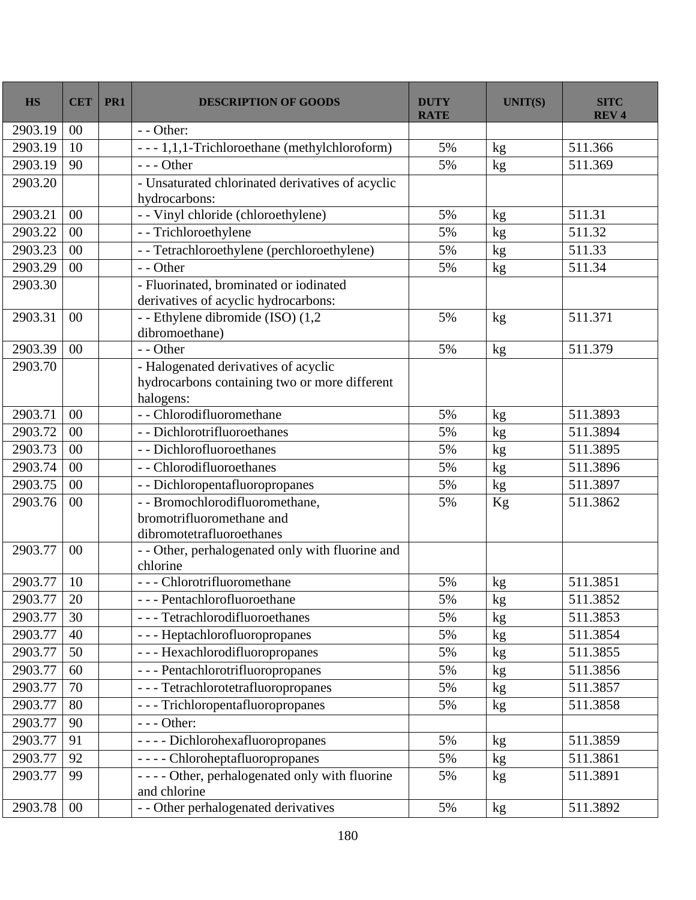| HS | CET | PR1 | DESCRIPTION OF GOODS | DUTY RATE | UNIT(S) | SITC REV 4 |
|---|---|---|---|---|---|---|
| 2903.19 | 00 | | - - Other: | | | |
| 2903.19 | 10 | | - - - 1,1,1-Trichloroethane (methylchloroform) | 5% | kg | 511.366 |
| 2903.19 | 90 | | - - - Other | 5% | kg | 511.369 |
| 2903.20 | | | - Unsaturated chlorinated derivatives of acyclic hydrocarbons: | | | |
| 2903.21 | 00 | | - - Vinyl chloride (chloroethylene) | 5% | kg | 511.31 |
| 2903.22 | 00 | | - - Trichloroethylene | 5% | kg | 511.32 |
| 2903.23 | 00 | | - - Tetrachloroethylene (perchloroethylene) | 5% | kg | 511.33 |
| 2903.29 | 00 | | - - Other | 5% | kg | 511.34 |
| 2903.30 | | | - Fluorinated, brominated or iodinated derivatives of acyclic hydrocarbons: | | | |
| 2903.31 | 00 | | - - Ethylene dibromide (ISO) (1,2 dibromoethane) | 5% | kg | 511.371 |
| 2903.39 | 00 | | - - Other | 5% | kg | 511.379 |
| 2903.70 | | | - Halogenated derivatives of acyclic hydrocarbons containing two or more different halogens: | | | |
| 2903.71 | 00 | | - - Chlorodifluoromethane | 5% | kg | 511.3893 |
| 2903.72 | 00 | | - - Dichlorotrifluoroethanes | 5% | kg | 511.3894 |
| 2903.73 | 00 | | - - Dichlorofluoroethanes | 5% | kg | 511.3895 |
| 2903.74 | 00 | | - - Chlorodifluoroethanes | 5% | kg | 511.3896 |
| 2903.75 | 00 | | - - Dichloropentafluoropropanes | 5% | kg | 511.3897 |
| 2903.76 | 00 | | - - Bromochlorodifluoromethane, bromotrifluoromethane and dibromotetrafluoroethanes | 5% | Kg | 511.3862 |
| 2903.77 | 00 | | - - Other, perhalogenated only with fluorine and chlorine | | | |
| 2903.77 | 10 | | - - - Chlorotrifluoromethane | 5% | kg | 511.3851 |
| 2903.77 | 20 | | - - - Pentachlorofluoroethane | 5% | kg | 511.3852 |
| 2903.77 | 30 | | - - - Tetrachlorodifluoroethanes | 5% | kg | 511.3853 |
| 2903.77 | 40 | | - - - Heptachlorofluoropropanes | 5% | kg | 511.3854 |
| 2903.77 | 50 | | - - - Hexachlorodifluoropropanes | 5% | kg | 511.3855 |
| 2903.77 | 60 | | - - - Pentachlorotrifluoropropanes | 5% | kg | 511.3856 |
| 2903.77 | 70 | | - - - Tetrachlorotetrafluoropropanes | 5% | kg | 511.3857 |
| 2903.77 | 80 | | - - - Trichloropentafluoropropanes | 5% | kg | 511.3858 |
| 2903.77 | 90 | | - - - Other: | | | |
| 2903.77 | 91 | | - - - - Dichlorohexafluoropropanes | 5% | kg | 511.3859 |
| 2903.77 | 92 | | - - - - Chloroheptafluoropropanes | 5% | kg | 511.3861 |
| 2903.77 | 99 | | - - - - Other, perhalogenated only with fluorine and chlorine | 5% | kg | 511.3891 |
| 2903.78 | 00 | | - - Other perhalogenated derivatives | 5% | kg | 511.3892 |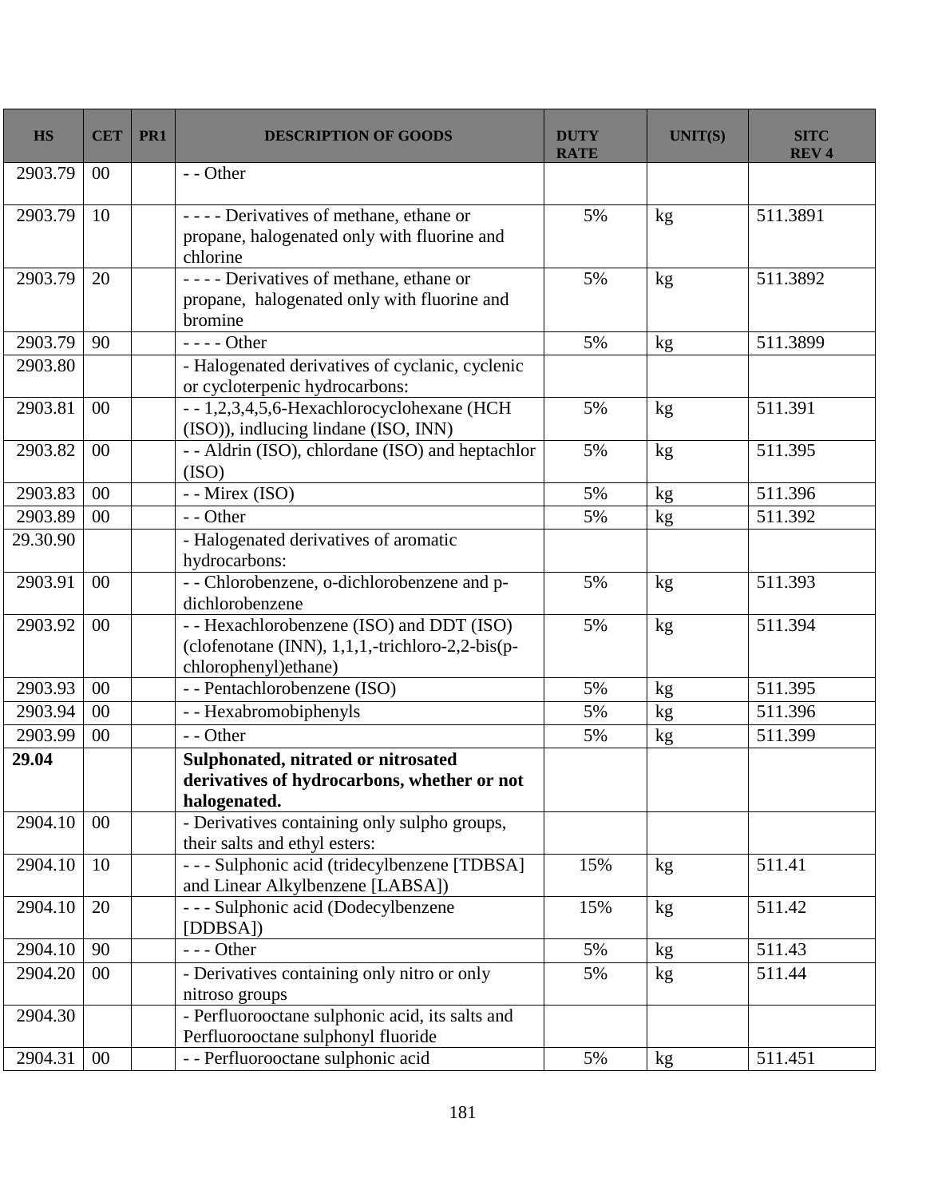| HS | CET | PR1 | DESCRIPTION OF GOODS | DUTY RATE | UNIT(S) | SITC REV 4 |
|---|---|---|---|---|---|---|
| 2903.79 | 00 | | - - Other | | | |
| 2903.79 | 10 | | - - - - Derivatives of methane, ethane or propane, halogenated only with fluorine and chlorine | 5% | kg | 511.3891 |
| 2903.79 | 20 | | - - - - Derivatives of methane, ethane or propane, halogenated only with fluorine and bromine | 5% | kg | 511.3892 |
| 2903.79 | 90 | | - - - - Other | 5% | kg | 511.3899 |
| 2903.80 | | | - Halogenated derivatives of cyclanic, cyclenic or cycloterpenic hydrocarbons: | | | |
| 2903.81 | 00 | | - - 1,2,3,4,5,6-Hexachlorocyclohexane (HCH (ISO)), indlucing lindane (ISO, INN) | 5% | kg | 511.391 |
| 2903.82 | 00 | | - - Aldrin (ISO), chlordane (ISO) and heptachlor (ISO) | 5% | kg | 511.395 |
| 2903.83 | 00 | | - - Mirex (ISO) | 5% | kg | 511.396 |
| 2903.89 | 00 | | - - Other | 5% | kg | 511.392 |
| 29.30.90 | | | - Halogenated derivatives of aromatic hydrocarbons: | | | |
| 2903.91 | 00 | | - - Chlorobenzene, o-dichlorobenzene and p-dichlorobenzene | 5% | kg | 511.393 |
| 2903.92 | 00 | | - - Hexachlorobenzene (ISO) and DDT (ISO) (clofenotane (INN), 1,1,1,-trichloro-2,2-bis(p-chlorophenyl)ethane) | 5% | kg | 511.394 |
| 2903.93 | 00 | | - - Pentachlorobenzene (ISO) | 5% | kg | 511.395 |
| 2903.94 | 00 | | - - Hexabromobiphenyls | 5% | kg | 511.396 |
| 2903.99 | 00 | | - - Other | 5% | kg | 511.399 |
| **29.04** | | | **Sulphonated, nitrated or nitrosated derivatives of hydrocarbons, whether or not halogenated.** | | | |
| 2904.10 | 00 | | - Derivatives containing only sulpho groups, their salts and ethyl esters: | | | |
| 2904.10 | 10 | | - - - Sulphonic acid (tridecylbenzene [TDBSA] and Linear Alkylbenzene [LABSA]) | 15% | kg | 511.41 |
| 2904.10 | 20 | | - - - Sulphonic acid (Dodecylbenzene [DDBSA]) | 15% | kg | 511.42 |
| 2904.10 | 90 | | - - - Other | 5% | kg | 511.43 |
| 2904.20 | 00 | | - Derivatives containing only nitro or only nitroso groups | 5% | kg | 511.44 |
| 2904.30 | | | - Perfluorooctane sulphonic acid, its salts and Perfluorooctane sulphonyl fluoride | | | |
| 2904.31 | 00 | | - - Perfluorooctane sulphonic acid | 5% | kg | 511.451 |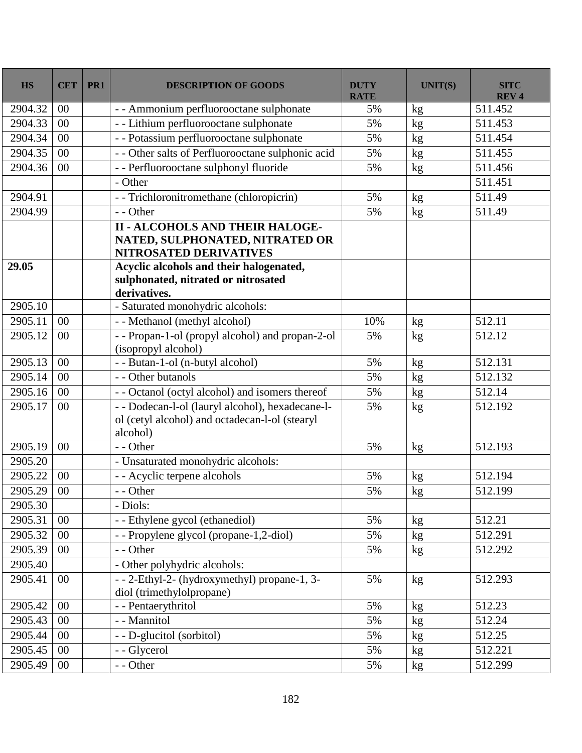| HS | CET | PR1 | DESCRIPTION OF GOODS | DUTY RATE | UNIT(S) | SITC REV 4 |
|---|---|---|---|---|---|---|
| 2904.32 | 00 | | - - Ammonium perfluorooctane sulphonate | 5% | kg | 511.452 |
| 2904.33 | 00 | | - - Lithium perfluorooctane sulphonate | 5% | kg | 511.453 |
| 2904.34 | 00 | | - - Potassium perfluorooctane sulphonate | 5% | kg | 511.454 |
| 2904.35 | 00 | | - - Other salts of Perfluorooctane sulphonic acid | 5% | kg | 511.455 |
| 2904.36 | 00 | | - - Perfluorooctane sulphonyl fluoride | 5% | kg | 511.456 |
| | | | - Other | | | 511.451 |
| 2904.91 | | | - - Trichloronitromethane (chloropicrin) | 5% | kg | 511.49 |
| 2904.99 | | | - - Other | 5% | kg | 511.49 |
| | | | **II - ALCOHOLS AND THEIR HALOGE-NATED, SULPHONATED, NITRATED OR NITROSATED DERIVATIVES** | | | |
| **29.05** | | | **Acyclic alcohols and their halogenated, sulphonated, nitrated or nitrosated derivatives.** | | | |
| 2905.10 | | | - Saturated monohydric alcohols: | | | |
| 2905.11 | 00 | | - - Methanol (methyl alcohol) | 10% | kg | 512.11 |
| 2905.12 | 00 | | - - Propan-1-ol (propyl alcohol) and propan-2-ol (isopropyl alcohol) | 5% | kg | 512.12 |
| 2905.13 | 00 | | - - Butan-1-ol (n-butyl alcohol) | 5% | kg | 512.131 |
| 2905.14 | 00 | | - - Other butanols | 5% | kg | 512.132 |
| 2905.16 | 00 | | - - Octanol (octyl alcohol) and isomers thereof | 5% | kg | 512.14 |
| 2905.17 | 00 | | - - Dodecan-l-ol (lauryl alcohol), hexadecane-l-ol (cetyl alcohol) and octadecan-l-ol (stearyl alcohol) | 5% | kg | 512.192 |
| 2905.19 | 00 | | - - Other | 5% | kg | 512.193 |
| 2905.20 | | | - Unsaturated monohydric alcohols: | | | |
| 2905.22 | 00 | | - - Acyclic terpene alcohols | 5% | kg | 512.194 |
| 2905.29 | 00 | | - - Other | 5% | kg | 512.199 |
| 2905.30 | | | - Diols: | | | |
| 2905.31 | 00 | | - - Ethylene gycol (ethanediol) | 5% | kg | 512.21 |
| 2905.32 | 00 | | - - Propylene glycol (propane-1,2-diol) | 5% | kg | 512.291 |
| 2905.39 | 00 | | - - Other | 5% | kg | 512.292 |
| 2905.40 | | | - Other polyhydric alcohols: | | | |
| 2905.41 | 00 | | - - 2-Ethyl-2- (hydroxymethyl) propane-1, 3-diol (trimethylolpropane) | 5% | kg | 512.293 |
| 2905.42 | 00 | | - - Pentaerythritol | 5% | kg | 512.23 |
| 2905.43 | 00 | | - - Mannitol | 5% | kg | 512.24 |
| 2905.44 | 00 | | - - D-glucitol (sorbitol) | 5% | kg | 512.25 |
| 2905.45 | 00 | | - - Glycerol | 5% | kg | 512.221 |
| 2905.49 | 00 | | - - Other | 5% | kg | 512.299 |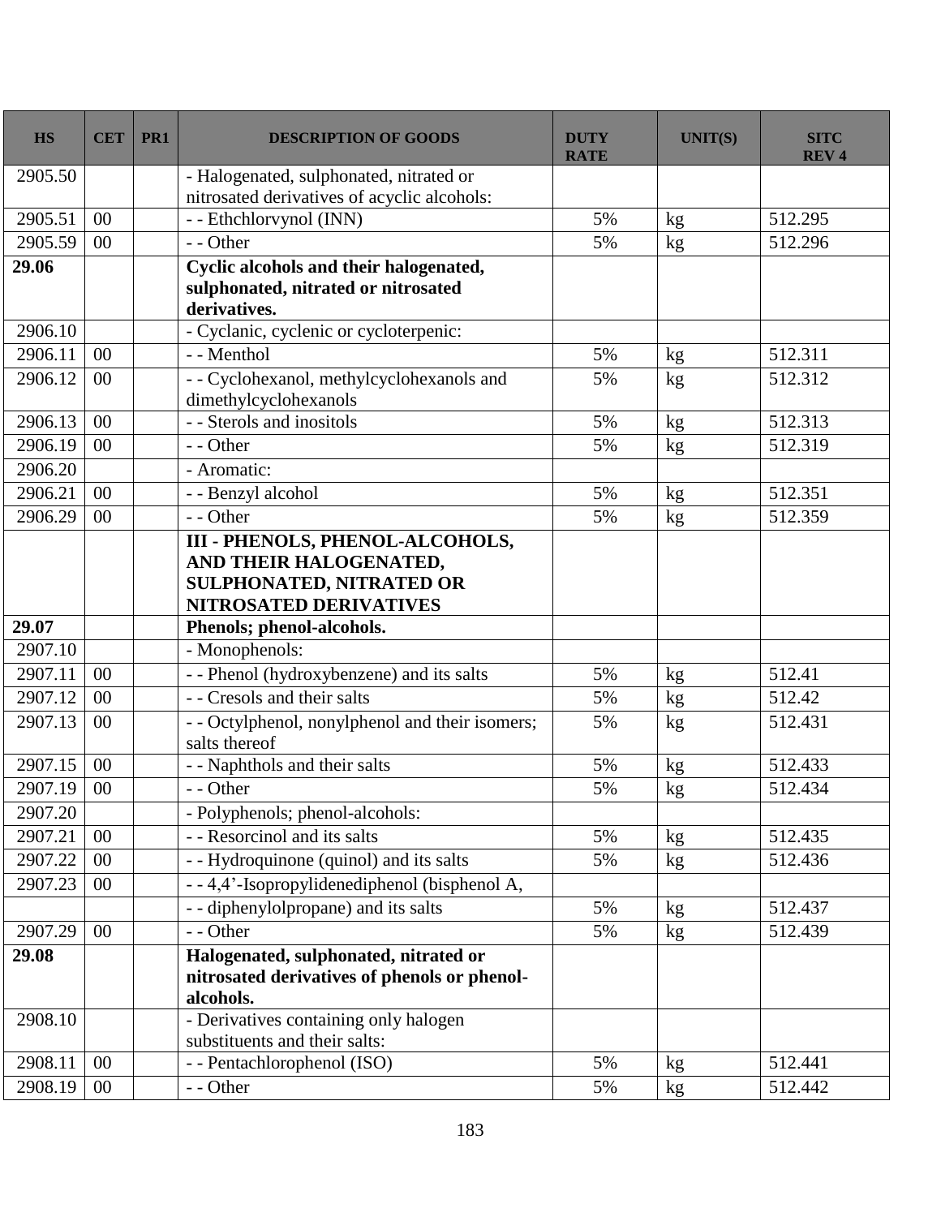| HS | CET | PR1 | DESCRIPTION OF GOODS | DUTY RATE | UNIT(S) | SITC REV 4 |
|---|---|---|---|---|---|---|
| 2905.50 | | | - Halogenated, sulphonated, nitrated or nitrosated derivatives of acyclic alcohols: | | | |
| 2905.51 | 00 | | - - Ethchlorvynol (INN) | 5% | kg | 512.295 |
| 2905.59 | 00 | | - - Other | 5% | kg | 512.296 |
| **29.06** | | | **Cyclic alcohols and their halogenated, sulphonated, nitrated or nitrosated derivatives.** | | | |
| 2906.10 | | | - Cyclanic, cyclenic or cycloterpenic: | | | |
| 2906.11 | 00 | | - - Menthol | 5% | kg | 512.311 |
| 2906.12 | 00 | | - - Cyclohexanol, methylcyclohexanols and dimethylcyclohexanols | 5% | kg | 512.312 |
| 2906.13 | 00 | | - - Sterols and inositols | 5% | kg | 512.313 |
| 2906.19 | 00 | | - - Other | 5% | kg | 512.319 |
| 2906.20 | | | - Aromatic: | | | |
| 2906.21 | 00 | | - - Benzyl alcohol | 5% | kg | 512.351 |
| 2906.29 | 00 | | - - Other | 5% | kg | 512.359 |
| | | | **III - PHENOLS, PHENOL-ALCOHOLS, AND THEIR HALOGENATED, SULPHONATED, NITRATED OR NITROSATED DERIVATIVES** | | | |
| **29.07** | | | **Phenols; phenol-alcohols.** | | | |
| 2907.10 | | | - Monophenols: | | | |
| 2907.11 | 00 | | - - Phenol (hydroxybenzene) and its salts | 5% | kg | 512.41 |
| 2907.12 | 00 | | - - Cresols and their salts | 5% | kg | 512.42 |
| 2907.13 | 00 | | - - Octylphenol, nonylphenol and their isomers; salts thereof | 5% | kg | 512.431 |
| 2907.15 | 00 | | - - Naphthols and their salts | 5% | kg | 512.433 |
| 2907.19 | 00 | | - - Other | 5% | kg | 512.434 |
| 2907.20 | | | - Polyphenols; phenol-alcohols: | | | |
| 2907.21 | 00 | | - - Resorcinol and its salts | 5% | kg | 512.435 |
| 2907.22 | 00 | | - - Hydroquinone (quinol) and its salts | 5% | kg | 512.436 |
| 2907.23 | 00 | | - - 4,4'-Isopropylidenediphenol (bisphenol A, | | | |
| | | | - - diphenylolpropane) and its salts | 5% | kg | 512.437 |
| 2907.29 | 00 | | - - Other | 5% | kg | 512.439 |
| **29.08** | | | **Halogenated, sulphonated, nitrated or nitrosated derivatives of phenols or phenol-alcohols.** | | | |
| 2908.10 | | | - Derivatives containing only halogen substituents and their salts: | | | |
| 2908.11 | 00 | | - - Pentachlorophenol (ISO) | 5% | kg | 512.441 |
| 2908.19 | 00 | | - - Other | 5% | kg | 512.442 |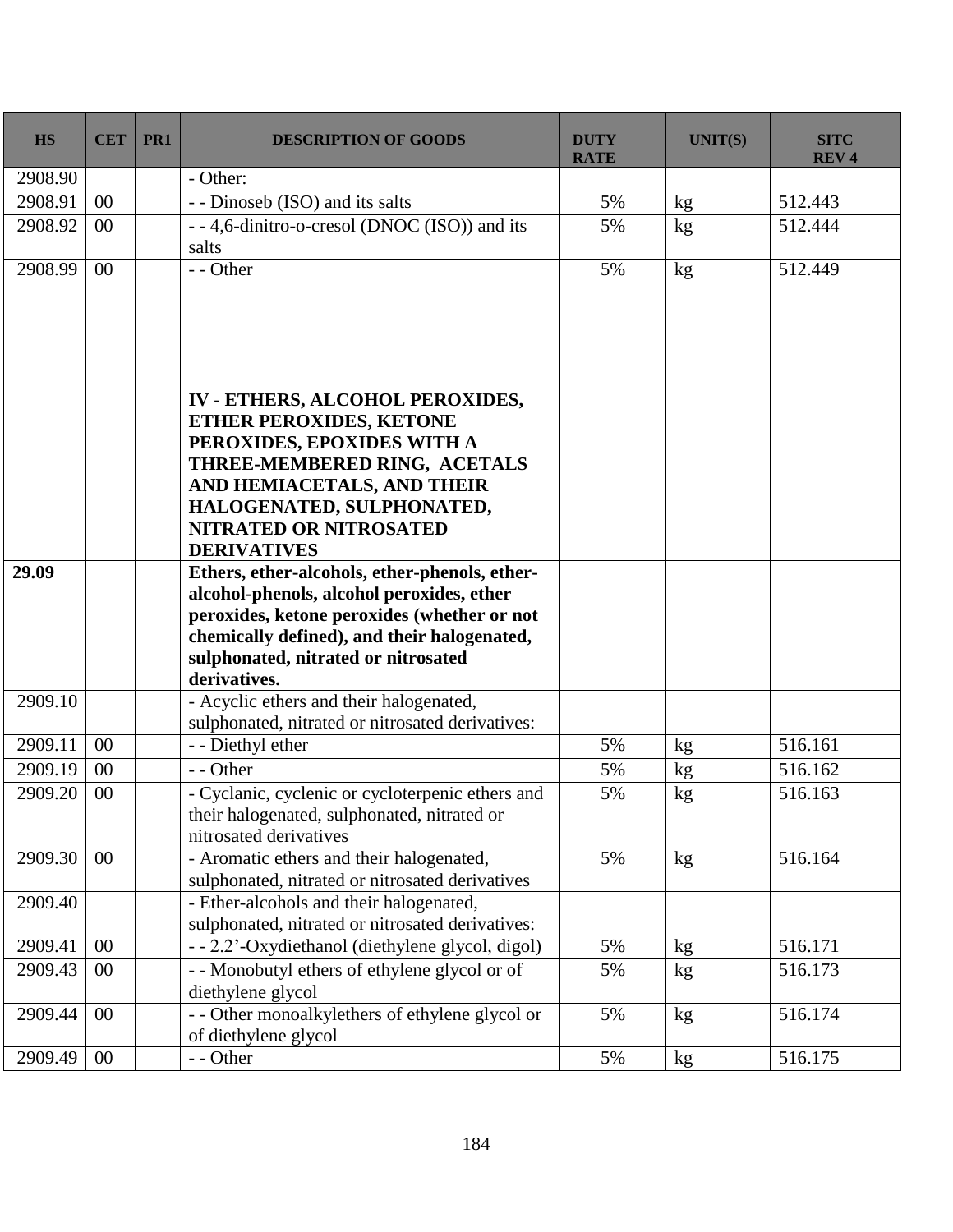| HS | CET | PR1 | DESCRIPTION OF GOODS | DUTY RATE | UNIT(S) | SITC REV 4 |
|---|---|---|---|---|---|---|
| 2908.90 | | | - Other: | | | |
| 2908.91 | 00 | | - - Dinoseb (ISO) and its salts | 5% | kg | 512.443 |
| 2908.92 | 00 | | - - 4,6-dinitro-o-cresol (DNOC (ISO)) and its salts | 5% | kg | 512.444 |
| 2908.99 | 00 | | - - Other | 5% | kg | 512.449 |
| | | | **IV - ETHERS, ALCOHOL PEROXIDES, ETHER PEROXIDES, KETONE PEROXIDES, EPOXIDES WITH A THREE-MEMBERED RING, ACETALS AND HEMIACETALS, AND THEIR HALOGENATED, SULPHONATED, NITRATED OR NITROSATED DERIVATIVES** | | | |
| **29.09** | | | **Ethers, ether-alcohols, ether-phenols, ether-alcohol-phenols, alcohol peroxides, ether peroxides, ketone peroxides (whether or not chemically defined), and their halogenated, sulphonated, nitrated or nitrosated derivatives.** | | | |
| 2909.10 | | | - Acyclic ethers and their halogenated, sulphonated, nitrated or nitrosated derivatives: | | | |
| 2909.11 | 00 | | - - Diethyl ether | 5% | kg | 516.161 |
| 2909.19 | 00 | | - - Other | 5% | kg | 516.162 |
| 2909.20 | 00 | | - Cyclanic, cyclenic or cycloterpenic ethers and their halogenated, sulphonated, nitrated or nitrosated derivatives | 5% | kg | 516.163 |
| 2909.30 | 00 | | - Aromatic ethers and their halogenated, sulphonated, nitrated or nitrosated derivatives | 5% | kg | 516.164 |
| 2909.40 | | | - Ether-alcohols and their halogenated, sulphonated, nitrated or nitrosated derivatives: | | | |
| 2909.41 | 00 | | - - 2.2'-Oxydiethanol (diethylene glycol, digol) | 5% | kg | 516.171 |
| 2909.43 | 00 | | - - Monobutyl ethers of ethylene glycol or of diethylene glycol | 5% | kg | 516.173 |
| 2909.44 | 00 | | - - Other monoalkylethers of ethylene glycol or of diethylene glycol | 5% | kg | 516.174 |
| 2909.49 | 00 | | - - Other | 5% | kg | 516.175 |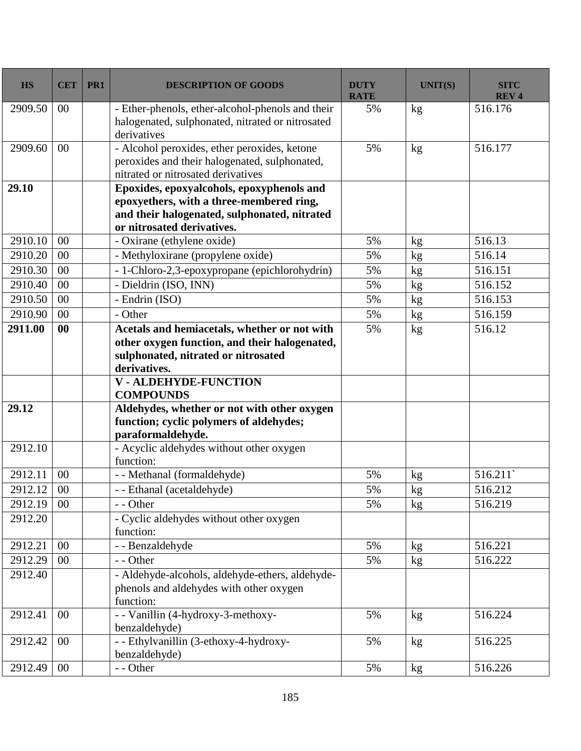| HS | CET | PR1 | DESCRIPTION OF GOODS | DUTY RATE | UNIT(S) | SITC REV 4 |
|---|---|---|---|---|---|---|
| 2909.50 | 00 | | - Ether-phenols, ether-alcohol-phenols and their halogenated, sulphonated, nitrated or nitrosated derivatives | 5% | kg | 516.176 |
| 2909.60 | 00 | | - Alcohol peroxides, ether peroxides, ketone peroxides and their halogenated, sulphonated, nitrated or nitrosated derivatives | 5% | kg | 516.177 |
| **29.10** | | | **Epoxides, epoxyalcohols, epoxyphenols and epoxyethers, with a three-membered ring, and their halogenated, sulphonated, nitrated or nitrosated derivatives.** | | | |
| 2910.10 | 00 | | - Oxirane (ethylene oxide) | 5% | kg | 516.13 |
| 2910.20 | 00 | | - Methyloxirane (propylene oxide) | 5% | kg | 516.14 |
| 2910.30 | 00 | | - 1-Chloro-2,3-epoxypropane (epichlorohydrin) | 5% | kg | 516.151 |
| 2910.40 | 00 | | - Dieldrin (ISO, INN) | 5% | kg | 516.152 |
| 2910.50 | 00 | | - Endrin (ISO) | 5% | kg | 516.153 |
| 2910.90 | 00 | | - Other | 5% | kg | 516.159 |
| **2911.00** | **00** | | **Acetals and hemiacetals, whether or not with other oxygen function, and their halogenated, sulphonated, nitrated or nitrosated derivatives.** | 5% | kg | 516.12 |
| | | | **V - ALDEHYDE-FUNCTION COMPOUNDS** | | | |
| **29.12** | | | **Aldehydes, whether or not with other oxygen function; cyclic polymers of aldehydes; paraformaldehyde.** | | | |
| 2912.10 | | | - Acyclic aldehydes without other oxygen function: | | | |
| 2912.11 | 00 | | - - Methanal (formaldehyde) | 5% | kg | 516.211` |
| 2912.12 | 00 | | - - Ethanal (acetaldehyde) | 5% | kg | 516.212 |
| 2912.19 | 00 | | - - Other | 5% | kg | 516.219 |
| 2912.20 | | | - Cyclic aldehydes without other oxygen function: | | | |
| 2912.21 | 00 | | - - Benzaldehyde | 5% | kg | 516.221 |
| 2912.29 | 00 | | - - Other | 5% | kg | 516.222 |
| 2912.40 | | | - Aldehyde-alcohols, aldehyde-ethers, aldehyde-phenols and aldehydes with other oxygen function: | | | |
| 2912.41 | 00 | | - - Vanillin (4-hydroxy-3-methoxy-benzaldehyde) | 5% | kg | 516.224 |
| 2912.42 | 00 | | - - Ethylvanillin (3-ethoxy-4-hydroxy-benzaldehyde) | 5% | kg | 516.225 |
| 2912.49 | 00 | | - - Other | 5% | kg | 516.226 |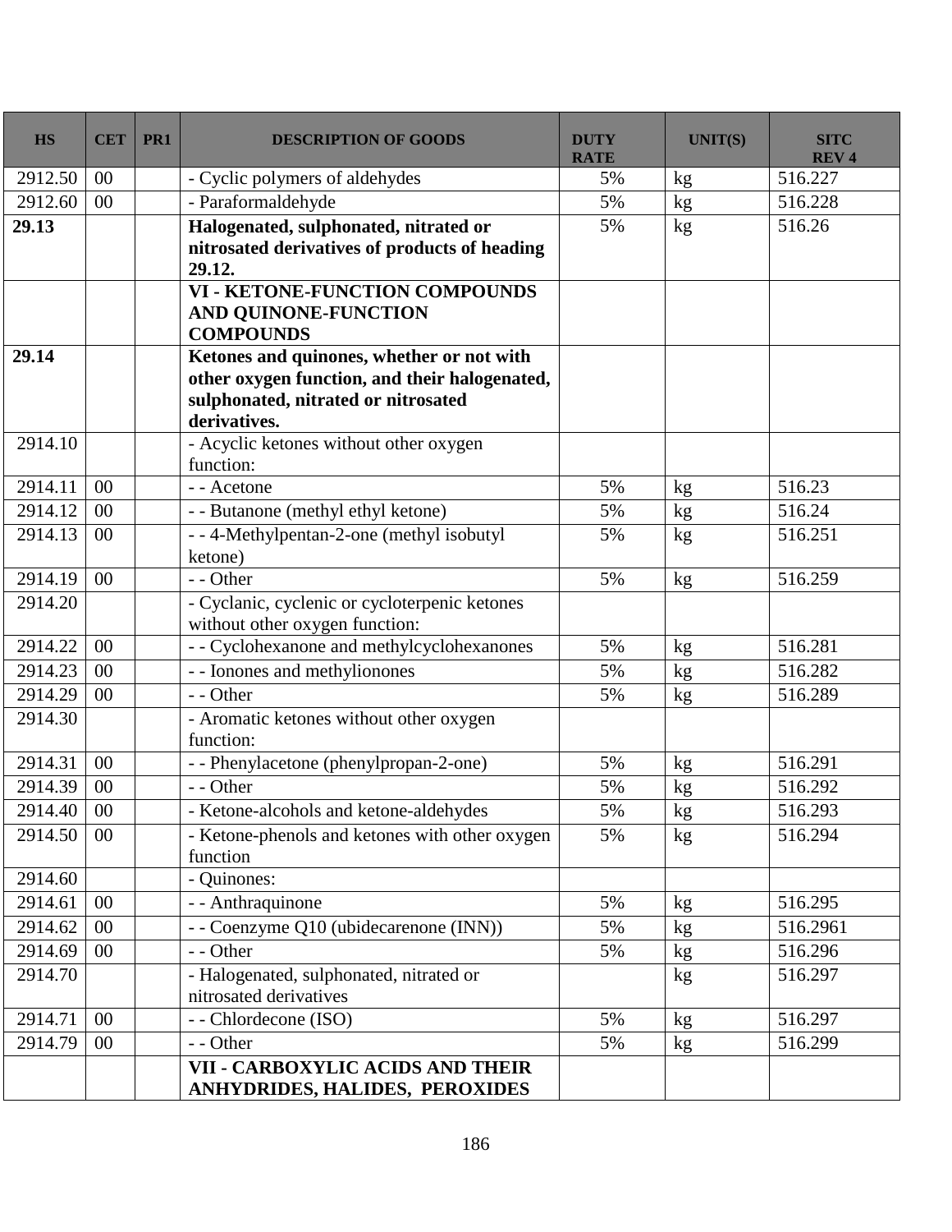| HS | CET | PR1 | DESCRIPTION OF GOODS | DUTY RATE | UNIT(S) | SITC REV 4 |
|---|---|---|---|---|---|---|
| 2912.50 | 00 | | - Cyclic polymers of aldehydes | 5% | kg | 516.227 |
| 2912.60 | 00 | | - Paraformaldehyde | 5% | kg | 516.228 |
| **29.13** | | | **Halogenated, sulphonated, nitrated or nitrosated derivatives of products of heading 29.12.** | 5% | kg | 516.26 |
| | | | **VI - KETONE-FUNCTION COMPOUNDS AND QUINONE-FUNCTION COMPOUNDS** | | | |
| **29.14** | | | **Ketones and quinones, whether or not with other oxygen function, and their halogenated, sulphonated, nitrated or nitrosated derivatives.** | | | |
| 2914.10 | | | - Acyclic ketones without other oxygen function: | | | |
| 2914.11 | 00 | | - - Acetone | 5% | kg | 516.23 |
| 2914.12 | 00 | | - - Butanone (methyl ethyl ketone) | 5% | kg | 516.24 |
| 2914.13 | 00 | | - - 4-Methylpentan-2-one (methyl isobutyl ketone) | 5% | kg | 516.251 |
| 2914.19 | 00 | | - - Other | 5% | kg | 516.259 |
| 2914.20 | | | - Cyclanic, cyclenic or cycloterpenic ketones without other oxygen function: | | | |
| 2914.22 | 00 | | - - Cyclohexanone and methylcyclohexanones | 5% | kg | 516.281 |
| 2914.23 | 00 | | - - Ionones and methylionones | 5% | kg | 516.282 |
| 2914.29 | 00 | | - - Other | 5% | kg | 516.289 |
| 2914.30 | | | - Aromatic ketones without other oxygen function: | | | |
| 2914.31 | 00 | | - - Phenylacetone (phenylpropan-2-one) | 5% | kg | 516.291 |
| 2914.39 | 00 | | - - Other | 5% | kg | 516.292 |
| 2914.40 | 00 | | - Ketone-alcohols and ketone-aldehydes | 5% | kg | 516.293 |
| 2914.50 | 00 | | - Ketone-phenols and ketones with other oxygen function | 5% | kg | 516.294 |
| 2914.60 | | | - Quinones: | | | |
| 2914.61 | 00 | | - - Anthraquinone | 5% | kg | 516.295 |
| 2914.62 | 00 | | - - Coenzyme Q10 (ubidecarenone (INN)) | 5% | kg | 516.2961 |
| 2914.69 | 00 | | - - Other | 5% | kg | 516.296 |
| 2914.70 | | | - Halogenated, sulphonated, nitrated or nitrosated derivatives | | kg | 516.297 |
| 2914.71 | 00 | | - - Chlordecone (ISO) | 5% | kg | 516.297 |
| 2914.79 | 00 | | - - Other | 5% | kg | 516.299 |
| | | | **VII - CARBOXYLIC ACIDS AND THEIR ANHYDRIDES, HALIDES, PEROXIDES** | | | |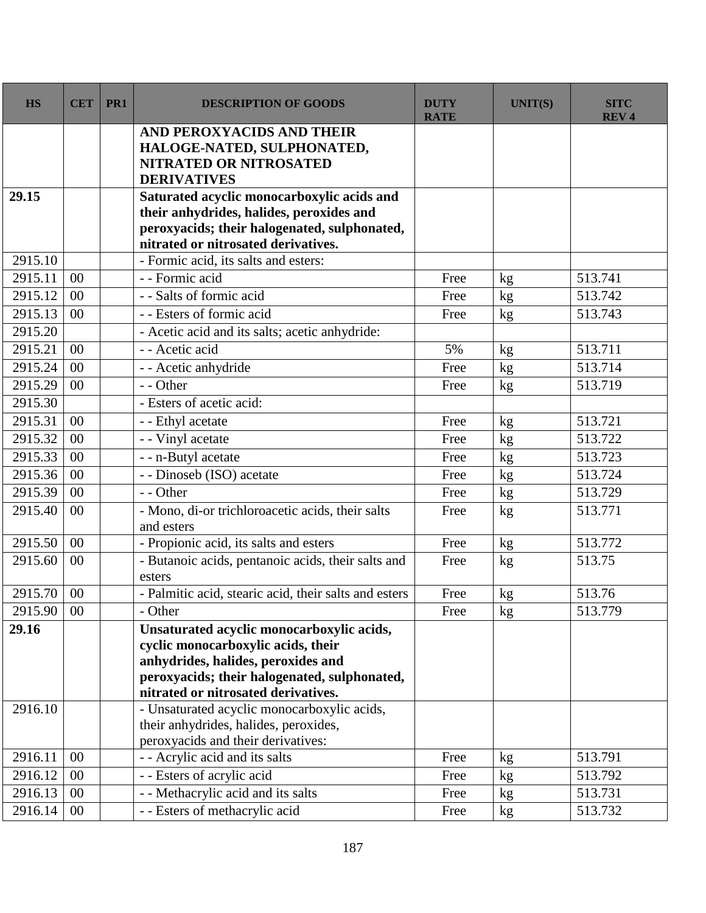| HS | CET | PR1 | DESCRIPTION OF GOODS | DUTY RATE | UNIT(S) | SITC REV 4 |
|---|---|---|---|---|---|---|
| | | | **AND PEROXYACIDS AND THEIR HALOGE-NATED, SULPHONATED, NITRATED OR NITROSATED DERIVATIVES** | | | |
| **29.15** | | | **Saturated acyclic monocarboxylic acids and their anhydrides, halides, peroxides and peroxyacids; their halogenated, sulphonated, nitrated or nitrosated derivatives.** | | | |
| 2915.10 | | | - Formic acid, its salts and esters: | | | |
| 2915.11 | 00 | | - - Formic acid | Free | kg | 513.741 |
| 2915.12 | 00 | | - - Salts of formic acid | Free | kg | 513.742 |
| 2915.13 | 00 | | - - Esters of formic acid | Free | kg | 513.743 |
| 2915.20 | | | - Acetic acid and its salts; acetic anhydride: | | | |
| 2915.21 | 00 | | - - Acetic acid | 5% | kg | 513.711 |
| 2915.24 | 00 | | - - Acetic anhydride | Free | kg | 513.714 |
| 2915.29 | 00 | | - - Other | Free | kg | 513.719 |
| 2915.30 | | | - Esters of acetic acid: | | | |
| 2915.31 | 00 | | - - Ethyl acetate | Free | kg | 513.721 |
| 2915.32 | 00 | | - - Vinyl acetate | Free | kg | 513.722 |
| 2915.33 | 00 | | - - n-Butyl acetate | Free | kg | 513.723 |
| 2915.36 | 00 | | - - Dinoseb (ISO) acetate | Free | kg | 513.724 |
| 2915.39 | 00 | | - - Other | Free | kg | 513.729 |
| 2915.40 | 00 | | - Mono, di-or trichloroacetic acids, their salts and esters | Free | kg | 513.771 |
| 2915.50 | 00 | | - Propionic acid, its salts and esters | Free | kg | 513.772 |
| 2915.60 | 00 | | - Butanoic acids, pentanoic acids, their salts and esters | Free | kg | 513.75 |
| 2915.70 | 00 | | - Palmitic acid, stearic acid, their salts and esters | Free | kg | 513.76 |
| 2915.90 | 00 | | - Other | Free | kg | 513.779 |
| **29.16** | | | **Unsaturated acyclic monocarboxylic acids, cyclic monocarboxylic acids, their anhydrides, halides, peroxides and peroxyacids; their halogenated, sulphonated, nitrated or nitrosated derivatives.** | | | |
| 2916.10 | | | - Unsaturated acyclic monocarboxylic acids, their anhydrides, halides, peroxides, peroxyacids and their derivatives: | | | |
| 2916.11 | 00 | | - - Acrylic acid and its salts | Free | kg | 513.791 |
| 2916.12 | 00 | | - - Esters of acrylic acid | Free | kg | 513.792 |
| 2916.13 | 00 | | - - Methacrylic acid and its salts | Free | kg | 513.731 |
| 2916.14 | 00 | | - - Esters of methacrylic acid | Free | kg | 513.732 |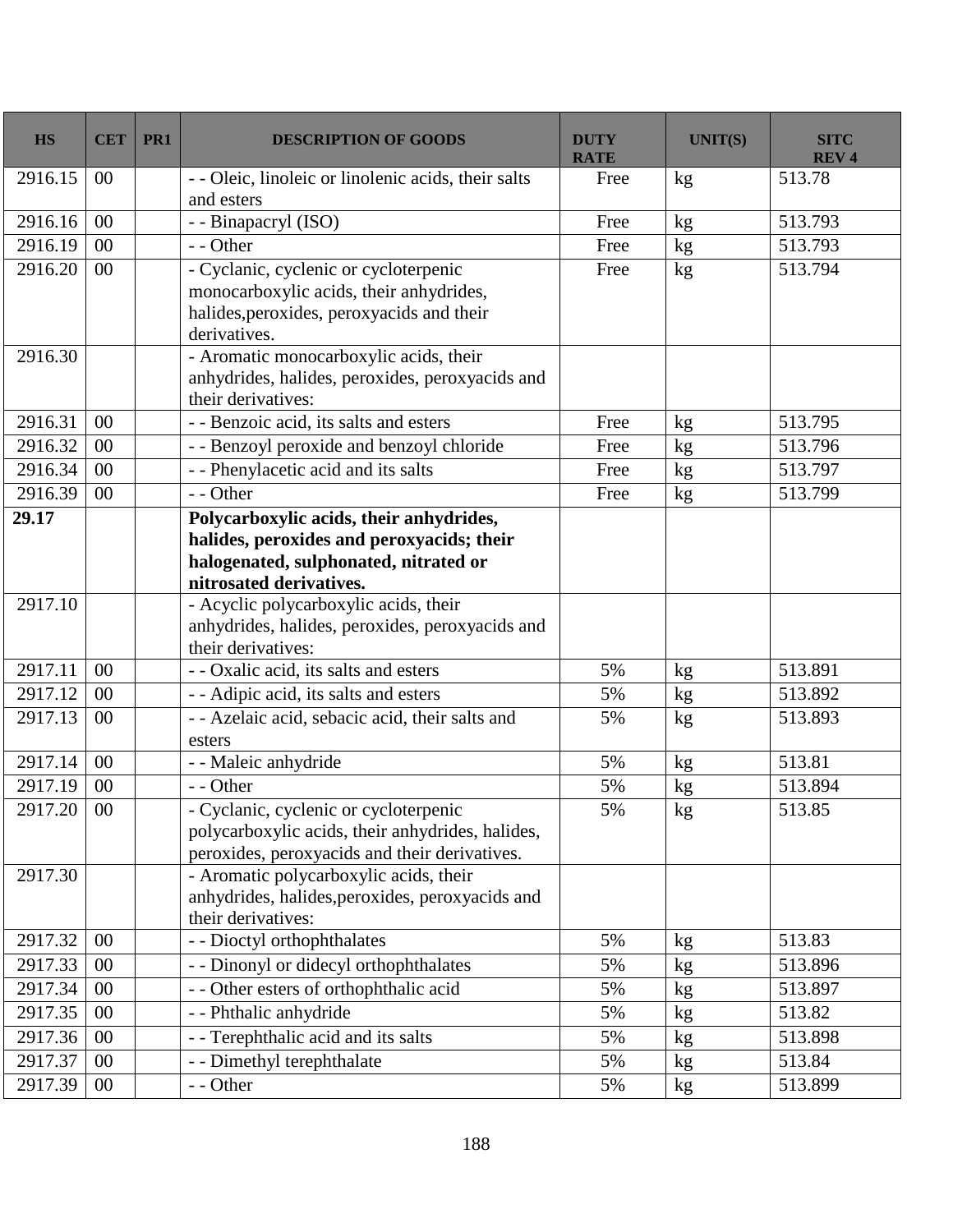| HS | CET | PR1 | DESCRIPTION OF GOODS | DUTY RATE | UNIT(S) | SITC REV 4 |
|---|---|---|---|---|---|---|
| 2916.15 | 00 | | - - Oleic, linoleic or linolenic acids, their salts and esters | Free | kg | 513.78 |
| 2916.16 | 00 | | - - Binapacryl (ISO) | Free | kg | 513.793 |
| 2916.19 | 00 | | - - Other | Free | kg | 513.793 |
| 2916.20 | 00 | | - Cyclanic, cyclenic or cycloterpenic monocarboxylic acids, their anhydrides, halides,peroxides, peroxyacids and their derivatives. | Free | kg | 513.794 |
| 2916.30 | | | - Aromatic monocarboxylic acids, their anhydrides, halides, peroxides, peroxyacids and their derivatives: | | | |
| 2916.31 | 00 | | - - Benzoic acid, its salts and esters | Free | kg | 513.795 |
| 2916.32 | 00 | | - - Benzoyl peroxide and benzoyl chloride | Free | kg | 513.796 |
| 2916.34 | 00 | | - - Phenylacetic acid and its salts | Free | kg | 513.797 |
| 2916.39 | 00 | | - - Other | Free | kg | 513.799 |
| **29.17** | | | **Polycarboxylic acids, their anhydrides, halides, peroxides and peroxyacids; their halogenated, sulphonated, nitrated or nitrosated derivatives.** | | | |
| 2917.10 | | | - Acyclic polycarboxylic acids, their anhydrides, halides, peroxides, peroxyacids and their derivatives: | | | |
| 2917.11 | 00 | | - - Oxalic acid, its salts and esters | 5% | kg | 513.891 |
| 2917.12 | 00 | | - - Adipic acid, its salts and esters | 5% | kg | 513.892 |
| 2917.13 | 00 | | - - Azelaic acid, sebacic acid, their salts and esters | 5% | kg | 513.893 |
| 2917.14 | 00 | | - - Maleic anhydride | 5% | kg | 513.81 |
| 2917.19 | 00 | | - - Other | 5% | kg | 513.894 |
| 2917.20 | 00 | | - Cyclanic, cyclenic or cycloterpenic polycarboxylic acids, their anhydrides, halides, peroxides, peroxyacids and their derivatives. | 5% | kg | 513.85 |
| 2917.30 | | | - Aromatic polycarboxylic acids, their anhydrides, halides,peroxides, peroxyacids and their derivatives: | | | |
| 2917.32 | 00 | | - - Dioctyl orthophthalates | 5% | kg | 513.83 |
| 2917.33 | 00 | | - - Dinonyl or didecyl orthophthalates | 5% | kg | 513.896 |
| 2917.34 | 00 | | - - Other esters of orthophthalic acid | 5% | kg | 513.897 |
| 2917.35 | 00 | | - - Phthalic anhydride | 5% | kg | 513.82 |
| 2917.36 | 00 | | - - Terephthalic acid and its salts | 5% | kg | 513.898 |
| 2917.37 | 00 | | - - Dimethyl terephthalate | 5% | kg | 513.84 |
| 2917.39 | 00 | | - - Other | 5% | kg | 513.899 |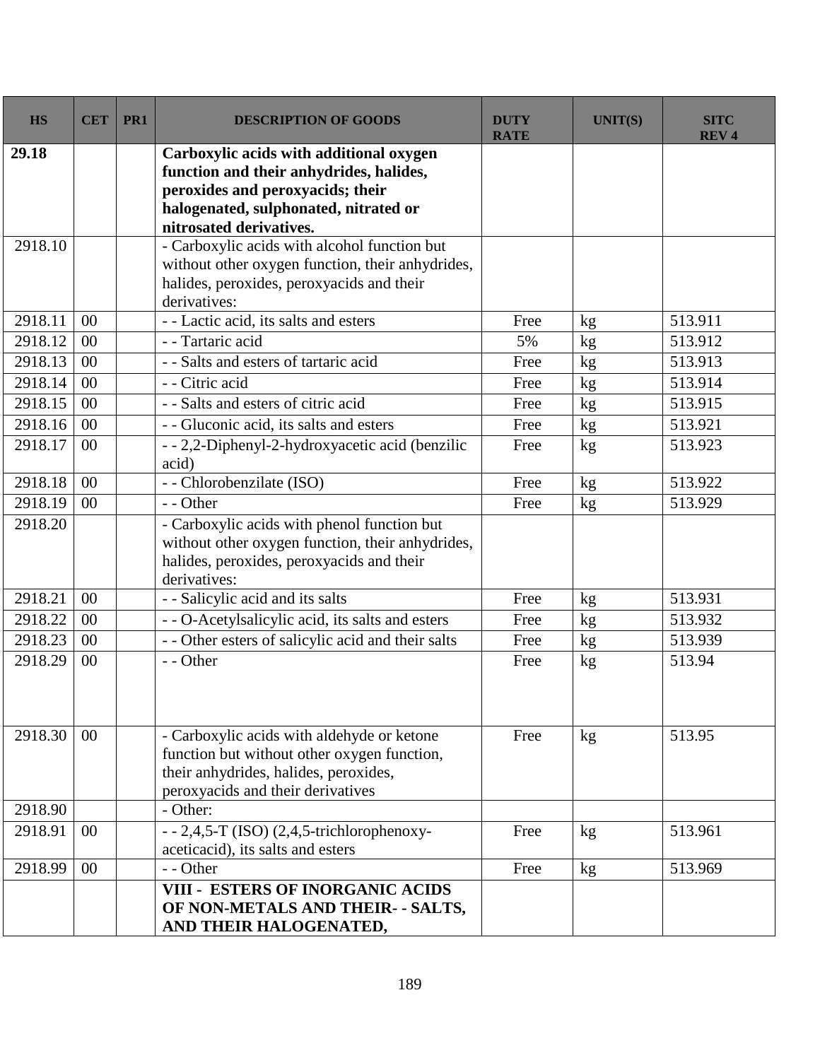| HS | CET | PR1 | DESCRIPTION OF GOODS | DUTY RATE | UNIT(S) | SITC REV 4 |
|---|---|---|---|---|---|---|
| **29.18** | | | **Carboxylic acids with additional oxygen function and their anhydrides, halides, peroxides and peroxyacids; their halogenated, sulphonated, nitrated or nitrosated derivatives.** | | | |
| 2918.10 | | | - Carboxylic acids with alcohol function but without other oxygen function, their anhydrides, halides, peroxides, peroxyacids and their derivatives: | | | |
| 2918.11 | 00 | | - - Lactic acid, its salts and esters | Free | kg | 513.911 |
| 2918.12 | 00 | | - - Tartaric acid | 5% | kg | 513.912 |
| 2918.13 | 00 | | - - Salts and esters of tartaric acid | Free | kg | 513.913 |
| 2918.14 | 00 | | - - Citric acid | Free | kg | 513.914 |
| 2918.15 | 00 | | - - Salts and esters of citric acid | Free | kg | 513.915 |
| 2918.16 | 00 | | - - Gluconic acid, its salts and esters | Free | kg | 513.921 |
| 2918.17 | 00 | | - - 2,2-Diphenyl-2-hydroxyacetic acid (benzilic acid) | Free | kg | 513.923 |
| 2918.18 | 00 | | - - Chlorobenzilate (ISO) | Free | kg | 513.922 |
| 2918.19 | 00 | | - - Other | Free | kg | 513.929 |
| 2918.20 | | | - Carboxylic acids with phenol function but without other oxygen function, their anhydrides, halides, peroxides, peroxyacids and their derivatives: | | | |
| 2918.21 | 00 | | - - Salicylic acid and its salts | Free | kg | 513.931 |
| 2918.22 | 00 | | - - O-Acetylsalicylic acid, its salts and esters | Free | kg | 513.932 |
| 2918.23 | 00 | | - - Other esters of salicylic acid and their salts | Free | kg | 513.939 |
| 2918.29 | 00 | | - - Other | Free | kg | 513.94 |
| 2918.30 | 00 | | - Carboxylic acids with aldehyde or ketone function but without other oxygen function, their anhydrides, halides, peroxides, peroxyacids and their derivatives | Free | kg | 513.95 |
| 2918.90 | | | - Other: | | | |
| 2918.91 | 00 | | - - 2,4,5-T (ISO) (2,4,5-trichlorophenoxy-aceticacid), its salts and esters | Free | kg | 513.961 |
| 2918.99 | 00 | | - - Other | Free | kg | 513.969 |
| | | | **VIII - ESTERS OF INORGANIC ACIDS OF NON-METALS AND THEIR- - SALTS, AND THEIR HALOGENATED,** | | | |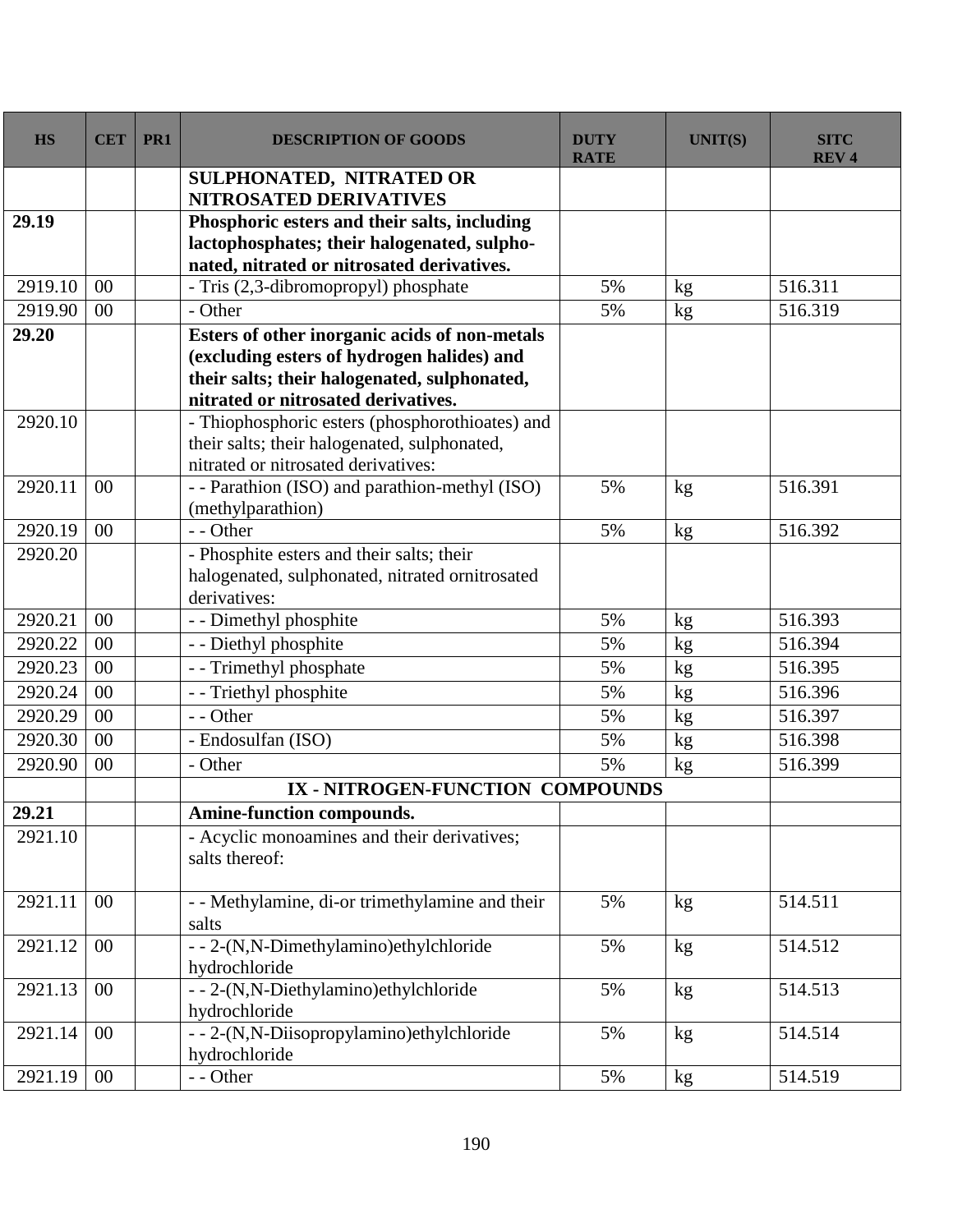| HS | CET | PR1 | DESCRIPTION OF GOODS | DUTY RATE | UNIT(S) | SITC REV 4 |
|---|---|---|---|---|---|---|
| | | | **SULPHONATED, NITRATED OR NITROSATED DERIVATIVES** | | | |
| **29.19** | | | **Phosphoric esters and their salts, including lactophosphates; their halogenated, sulpho-nated, nitrated or nitrosated derivatives.** | | | |
| 2919.10 | 00 | | - Tris (2,3-dibromopropyl) phosphate | 5% | kg | 516.311 |
| 2919.90 | 00 | | - Other | 5% | kg | 516.319 |
| **29.20** | | | **Esters of other inorganic acids of non-metals (excluding esters of hydrogen halides) and their salts; their halogenated, sulphonated, nitrated or nitrosated derivatives.** | | | |
| 2920.10 | | | - Thiophosphoric esters (phosphorothioates) and their salts; their halogenated, sulphonated, nitrated or nitrosated derivatives: | | | |
| 2920.11 | 00 | | - - Parathion (ISO) and parathion-methyl (ISO) (methylparathion) | 5% | kg | 516.391 |
| 2920.19 | 00 | | - - Other | 5% | kg | 516.392 |
| 2920.20 | | | - Phosphite esters and their salts; their halogenated, sulphonated, nitrated ornitrosated derivatives: | | | |
| 2920.21 | 00 | | - - Dimethyl phosphite | 5% | kg | 516.393 |
| 2920.22 | 00 | | - - Diethyl phosphite | 5% | kg | 516.394 |
| 2920.23 | 00 | | - - Trimethyl phosphate | 5% | kg | 516.395 |
| 2920.24 | 00 | | - - Triethyl phosphite | 5% | kg | 516.396 |
| 2920.29 | 00 | | - - Other | 5% | kg | 516.397 |
| 2920.30 | 00 | | - Endosulfan (ISO) | 5% | kg | 516.398 |
| 2920.90 | 00 | | - Other | 5% | kg | 516.399 |
| | | | **IX - NITROGEN-FUNCTION COMPOUNDS** | | | |
| **29.21** | | | **Amine-function compounds.** | | | |
| 2921.10 | | | - Acyclic monoamines and their derivatives; salts thereof: | | | |
| 2921.11 | 00 | | - - Methylamine, di-or trimethylamine and their salts | 5% | kg | 514.511 |
| 2921.12 | 00 | | - - 2-(N,N-Dimethylamino)ethylchloride hydrochloride | 5% | kg | 514.512 |
| 2921.13 | 00 | | - - 2-(N,N-Diethylamino)ethylchloride hydrochloride | 5% | kg | 514.513 |
| 2921.14 | 00 | | - - 2-(N,N-Diisopropylamino)ethylchloride hydrochloride | 5% | kg | 514.514 |
| 2921.19 | 00 | | - - Other | 5% | kg | 514.519 |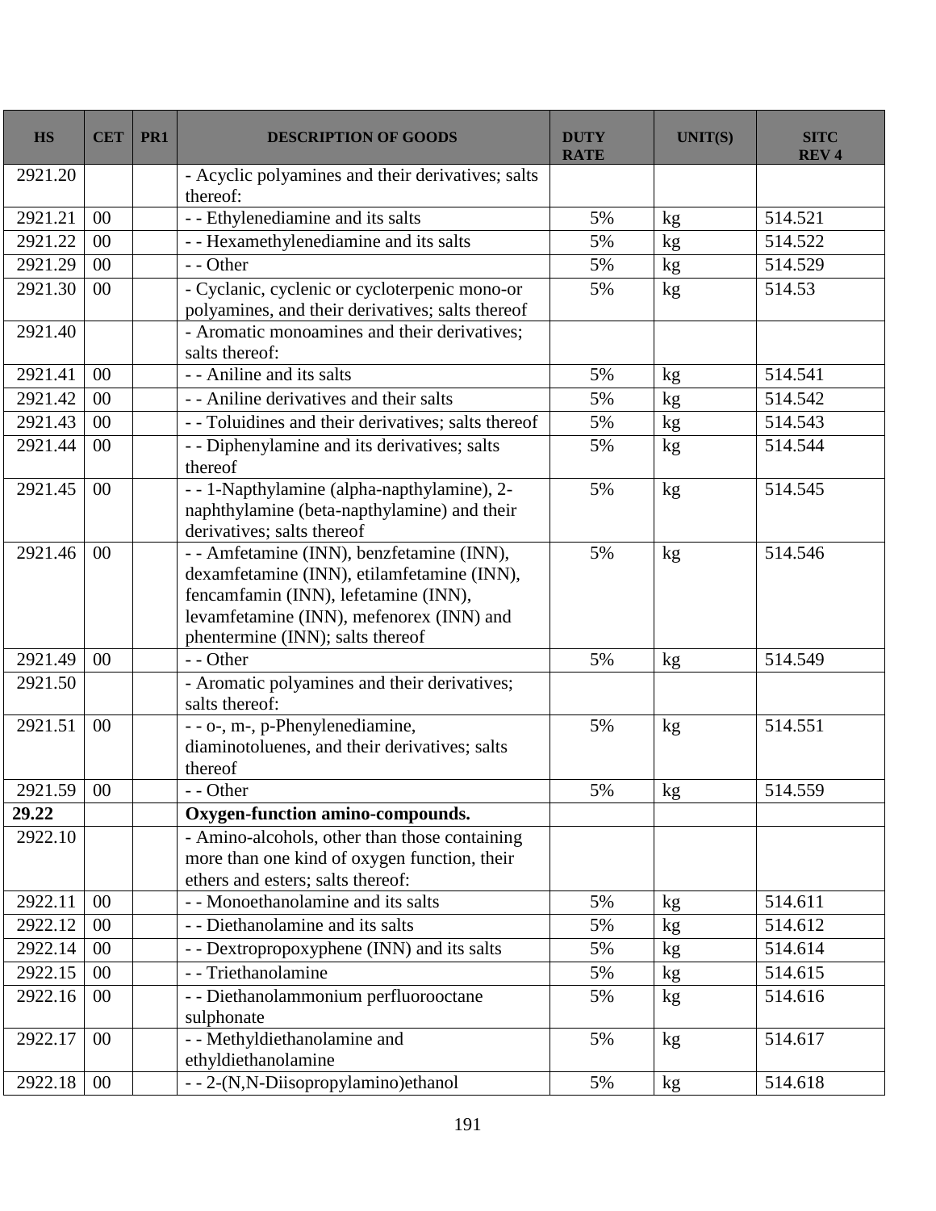| HS | CET | PR1 | DESCRIPTION OF GOODS | DUTY RATE | UNIT(S) | SITC REV 4 |
|---|---|---|---|---|---|---|
| 2921.20 | | | - Acyclic polyamines and their derivatives; salts thereof: | | | |
| 2921.21 | 00 | | - - Ethylenediamine and its salts | 5% | kg | 514.521 |
| 2921.22 | 00 | | - - Hexamethylenediamine and its salts | 5% | kg | 514.522 |
| 2921.29 | 00 | | - - Other | 5% | kg | 514.529 |
| 2921.30 | 00 | | - Cyclanic, cyclenic or cycloterpenic mono-or polyamines, and their derivatives; salts thereof | 5% | kg | 514.53 |
| 2921.40 | | | - Aromatic monoamines and their derivatives; salts thereof: | | | |
| 2921.41 | 00 | | - - Aniline and its salts | 5% | kg | 514.541 |
| 2921.42 | 00 | | - - Aniline derivatives and their salts | 5% | kg | 514.542 |
| 2921.43 | 00 | | - - Toluidines and their derivatives; salts thereof | 5% | kg | 514.543 |
| 2921.44 | 00 | | - - Diphenylamine and its derivatives; salts thereof | 5% | kg | 514.544 |
| 2921.45 | 00 | | - - 1-Napthylamine (alpha-napthylamine), 2-naphthylamine (beta-napthylamine) and their derivatives; salts thereof | 5% | kg | 514.545 |
| 2921.46 | 00 | | - - Amfetamine (INN), benzfetamine (INN), dexamfetamine (INN), etilamfetamine (INN), fencamfamin (INN), lefetamine (INN), levamfetamine (INN), mefenorex (INN) and phentermine (INN); salts thereof | 5% | kg | 514.546 |
| 2921.49 | 00 | | - - Other | 5% | kg | 514.549 |
| 2921.50 | | | - Aromatic polyamines and their derivatives; salts thereof: | | | |
| 2921.51 | 00 | | - - o-, m-, p-Phenylenediamine, diaminotoluenes, and their derivatives; salts thereof | 5% | kg | 514.551 |
| 2921.59 | 00 | | - - Other | 5% | kg | 514.559 |
| **29.22** | | | **Oxygen-function amino-compounds.** | | | |
| 2922.10 | | | - Amino-alcohols, other than those containing more than one kind of oxygen function, their ethers and esters; salts thereof: | | | |
| 2922.11 | 00 | | - - Monoethanolamine and its salts | 5% | kg | 514.611 |
| 2922.12 | 00 | | - - Diethanolamine and its salts | 5% | kg | 514.612 |
| 2922.14 | 00 | | - - Dextropropoxyphene (INN) and its salts | 5% | kg | 514.614 |
| 2922.15 | 00 | | - - Triethanolamine | 5% | kg | 514.615 |
| 2922.16 | 00 | | - - Diethanolammonium perfluorooctane sulphonate | 5% | kg | 514.616 |
| 2922.17 | 00 | | - - Methyldiethanolamine and ethyldiethanolamine | 5% | kg | 514.617 |
| 2922.18 | 00 | | - - 2-(N,N-Diisopropylamino)ethanol | 5% | kg | 514.618 |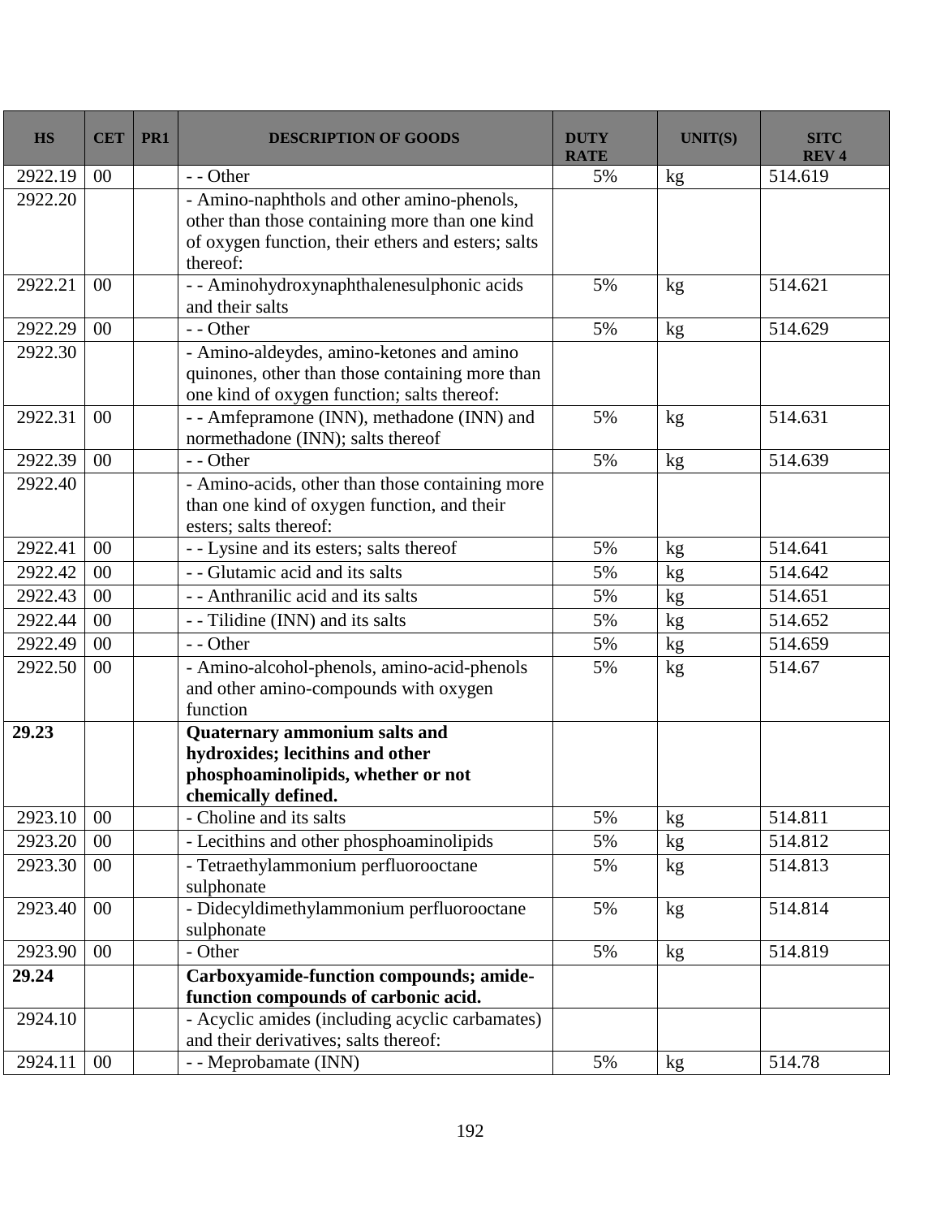| HS | CET | PR1 | DESCRIPTION OF GOODS | DUTY RATE | UNIT(S) | SITC REV 4 |
|---|---|---|---|---|---|---|
| 2922.19 | 00 | | - - Other | 5% | kg | 514.619 |
| 2922.20 | | | - Amino-naphthols and other amino-phenols, other than those containing more than one kind of oxygen function, their ethers and esters; salts thereof: | | | |
| 2922.21 | 00 | | - - Aminohydroxynaphthalenesulphonic acids and their salts | 5% | kg | 514.621 |
| 2922.29 | 00 | | - - Other | 5% | kg | 514.629 |
| 2922.30 | | | - Amino-aldeydes, amino-ketones and amino quinones, other than those containing more than one kind of oxygen function; salts thereof: | | | |
| 2922.31 | 00 | | - - Amfepramone (INN), methadone (INN) and normethadone (INN); salts thereof | 5% | kg | 514.631 |
| 2922.39 | 00 | | - - Other | 5% | kg | 514.639 |
| 2922.40 | | | - Amino-acids, other than those containing more than one kind of oxygen function, and their esters; salts thereof: | | | |
| 2922.41 | 00 | | - - Lysine and its esters; salts thereof | 5% | kg | 514.641 |
| 2922.42 | 00 | | - - Glutamic acid and its salts | 5% | kg | 514.642 |
| 2922.43 | 00 | | - - Anthranilic acid and its salts | 5% | kg | 514.651 |
| 2922.44 | 00 | | - - Tilidine (INN) and its salts | 5% | kg | 514.652 |
| 2922.49 | 00 | | - - Other | 5% | kg | 514.659 |
| 2922.50 | 00 | | - Amino-alcohol-phenols, amino-acid-phenols and other amino-compounds with oxygen function | 5% | kg | 514.67 |
| **29.23** | | | **Quaternary ammonium salts and hydroxides; lecithins and other phosphoaminolipids, whether or not chemically defined.** | | | |
| 2923.10 | 00 | | - Choline and its salts | 5% | kg | 514.811 |
| 2923.20 | 00 | | - Lecithins and other phosphoaminolipids | 5% | kg | 514.812 |
| 2923.30 | 00 | | - Tetraethylammonium perfluorooctane sulphonate | 5% | kg | 514.813 |
| 2923.40 | 00 | | - Didecyldimethylammonium perfluorooctane sulphonate | 5% | kg | 514.814 |
| 2923.90 | 00 | | - Other | 5% | kg | 514.819 |
| **29.24** | | | **Carboxyamide-function compounds; amide-function compounds of carbonic acid.** | | | |
| 2924.10 | | | - Acyclic amides (including acyclic carbamates) and their derivatives; salts thereof: | | | |
| 2924.11 | 00 | | - - Meprobamate (INN) | 5% | kg | 514.78 |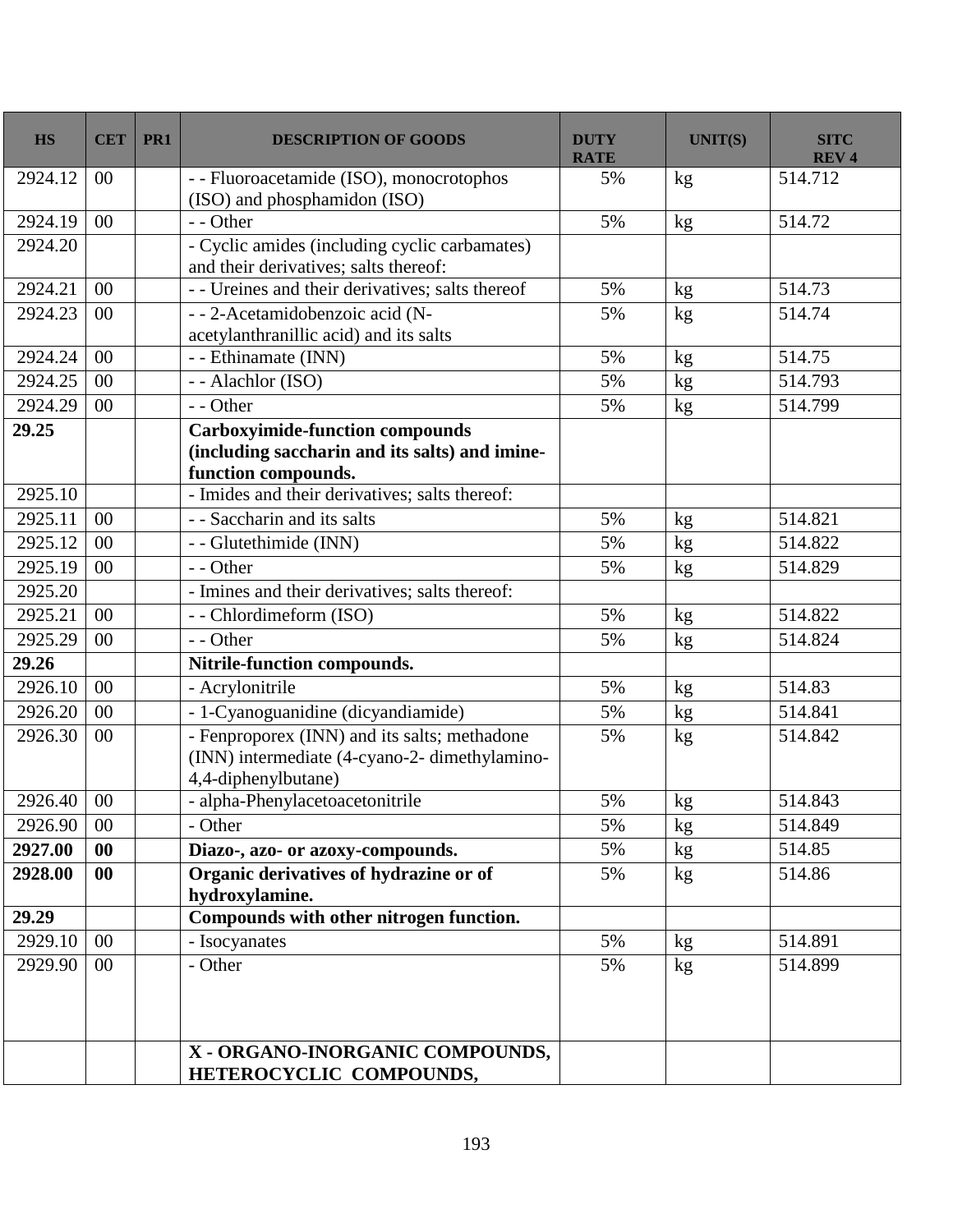| HS | CET | PR1 | DESCRIPTION OF GOODS | DUTY RATE | UNIT(S) | SITC REV 4 |
|---|---|---|---|---|---|---|
| 2924.12 | 00 | | - - Fluoroacetamide (ISO), monocrotophos (ISO) and phosphamidon (ISO) | 5% | kg | 514.712 |
| 2924.19 | 00 | | - - Other | 5% | kg | 514.72 |
| 2924.20 | | | - Cyclic amides (including cyclic carbamates) and their derivatives; salts thereof: | | | |
| 2924.21 | 00 | | - - Ureines and their derivatives; salts thereof | 5% | kg | 514.73 |
| 2924.23 | 00 | | - - 2-Acetamidobenzoic acid (N-acetylanthranillic acid) and its salts | 5% | kg | 514.74 |
| 2924.24 | 00 | | - - Ethinamate (INN) | 5% | kg | 514.75 |
| 2924.25 | 00 | | - - Alachlor (ISO) | 5% | kg | 514.793 |
| 2924.29 | 00 | | - - Other | 5% | kg | 514.799 |
| **29.25** | | | **Carboxyimide-function compounds (including saccharin and its salts) and imine-function compounds.** | | | |
| 2925.10 | | | - Imides and their derivatives; salts thereof: | | | |
| 2925.11 | 00 | | - - Saccharin and its salts | 5% | kg | 514.821 |
| 2925.12 | 00 | | - - Glutethimide (INN) | 5% | kg | 514.822 |
| 2925.19 | 00 | | - - Other | 5% | kg | 514.829 |
| 2925.20 | | | - Imines and their derivatives; salts thereof: | | | |
| 2925.21 | 00 | | - - Chlordimeform (ISO) | 5% | kg | 514.822 |
| 2925.29 | 00 | | - - Other | 5% | kg | 514.824 |
| **29.26** | | | **Nitrile-function compounds.** | | | |
| 2926.10 | 00 | | - Acrylonitrile | 5% | kg | 514.83 |
| 2926.20 | 00 | | - 1-Cyanoguanidine (dicyandiamide) | 5% | kg | 514.841 |
| 2926.30 | 00 | | - Fenproporex (INN) and its salts; methadone (INN) intermediate (4-cyano-2- dimethylamino-4,4-diphenylbutane) | 5% | kg | 514.842 |
| 2926.40 | 00 | | - alpha-Phenylacetoacetonitrile | 5% | kg | 514.843 |
| 2926.90 | 00 | | - Other | 5% | kg | 514.849 |
| **2927.00** | **00** | | **Diazo-, azo- or azoxy-compounds.** | 5% | kg | 514.85 |
| **2928.00** | **00** | | **Organic derivatives of hydrazine or of hydroxylamine.** | 5% | kg | 514.86 |
| **29.29** | | | **Compounds with other nitrogen function.** | | | |
| 2929.10 | 00 | | - Isocyanates | 5% | kg | 514.891 |
| 2929.90 | 00 | | - Other | 5% | kg | 514.899 |
| | | | **X - ORGANO-INORGANIC COMPOUNDS, HETEROCYCLIC COMPOUNDS,** | | | |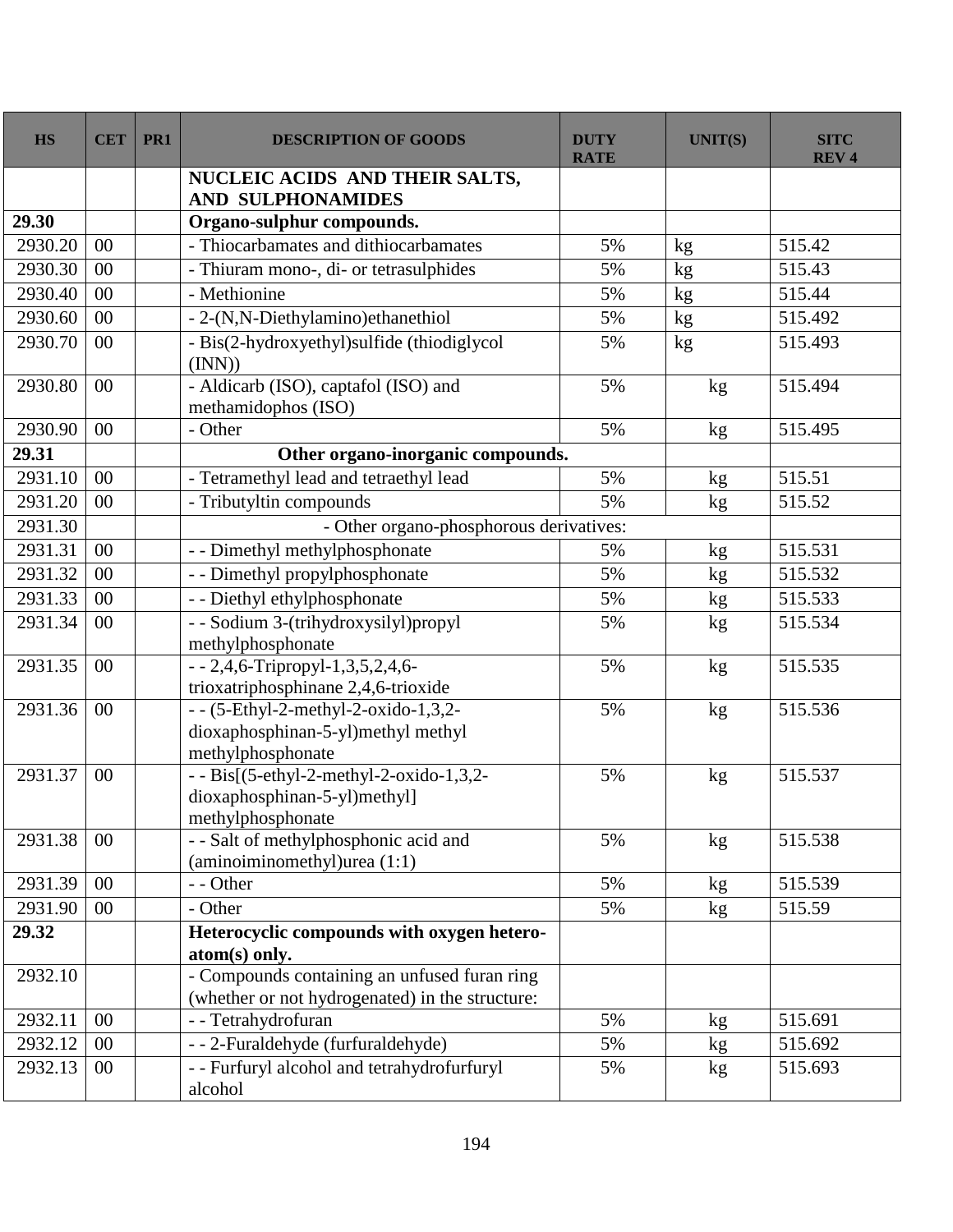| HS | CET | PR1 | DESCRIPTION OF GOODS | DUTY RATE | UNIT(S) | SITC REV 4 |
|---|---|---|---|---|---|---|
| | | | **NUCLEIC ACIDS AND THEIR SALTS, AND SULPHONAMIDES** | | | |
| **29.30** | | | **Organo-sulphur compounds.** | | | |
| 2930.20 | 00 | | - Thiocarbamates and dithiocarbamates | 5% | kg | 515.42 |
| 2930.30 | 00 | | - Thiuram mono-, di- or tetrasulphides | 5% | kg | 515.43 |
| 2930.40 | 00 | | - Methionine | 5% | kg | 515.44 |
| 2930.60 | 00 | | - 2-(N,N-Diethylamino)ethanethiol | 5% | kg | 515.492 |
| 2930.70 | 00 | | - Bis(2-hydroxyethyl)sulfide (thiodiglycol (INN)) | 5% | kg | 515.493 |
| 2930.80 | 00 | | - Aldicarb (ISO), captafol (ISO) and methamidophos (ISO) | 5% | kg | 515.494 |
| 2930.90 | 00 | | - Other | 5% | kg | 515.495 |
| **29.31** | | | **Other organo-inorganic compounds.** | | | |
| 2931.10 | 00 | | - Tetramethyl lead and tetraethyl lead | 5% | kg | 515.51 |
| 2931.20 | 00 | | - Tributyltin compounds | 5% | kg | 515.52 |
| 2931.30 | | | - Other organo-phosphorous derivatives: | | | |
| 2931.31 | 00 | | - - Dimethyl methylphosphonate | 5% | kg | 515.531 |
| 2931.32 | 00 | | - - Dimethyl propylphosphonate | 5% | kg | 515.532 |
| 2931.33 | 00 | | - - Diethyl ethylphosphonate | 5% | kg | 515.533 |
| 2931.34 | 00 | | - - Sodium 3-(trihydroxysilyl)propyl methylphosphonate | 5% | kg | 515.534 |
| 2931.35 | 00 | | - - 2,4,6-Tripropyl-1,3,5,2,4,6-trioxatriphosphinane 2,4,6-trioxide | 5% | kg | 515.535 |
| 2931.36 | 00 | | - - (5-Ethyl-2-methyl-2-oxido-1,3,2-dioxaphosphinan-5-yl)methyl methyl methylphosphonate | 5% | kg | 515.536 |
| 2931.37 | 00 | | - - Bis[(5-ethyl-2-methyl-2-oxido-1,3,2-dioxaphosphinan-5-yl)methyl] methylphosphonate | 5% | kg | 515.537 |
| 2931.38 | 00 | | - - Salt of methylphosphonic acid and (aminoiminomethyl)urea (1:1) | 5% | kg | 515.538 |
| 2931.39 | 00 | | - - Other | 5% | kg | 515.539 |
| 2931.90 | 00 | | - Other | 5% | kg | 515.59 |
| **29.32** | | | **Heterocyclic compounds with oxygen hetero-atom(s) only.** | | | |
| 2932.10 | | | - Compounds containing an unfused furan ring (whether or not hydrogenated) in the structure: | | | |
| 2932.11 | 00 | | - - Tetrahydrofuran | 5% | kg | 515.691 |
| 2932.12 | 00 | | - - 2-Furaldehyde (furfuraldehyde) | 5% | kg | 515.692 |
| 2932.13 | 00 | | - - Furfuryl alcohol and tetrahydrofurfuryl alcohol | 5% | kg | 515.693 |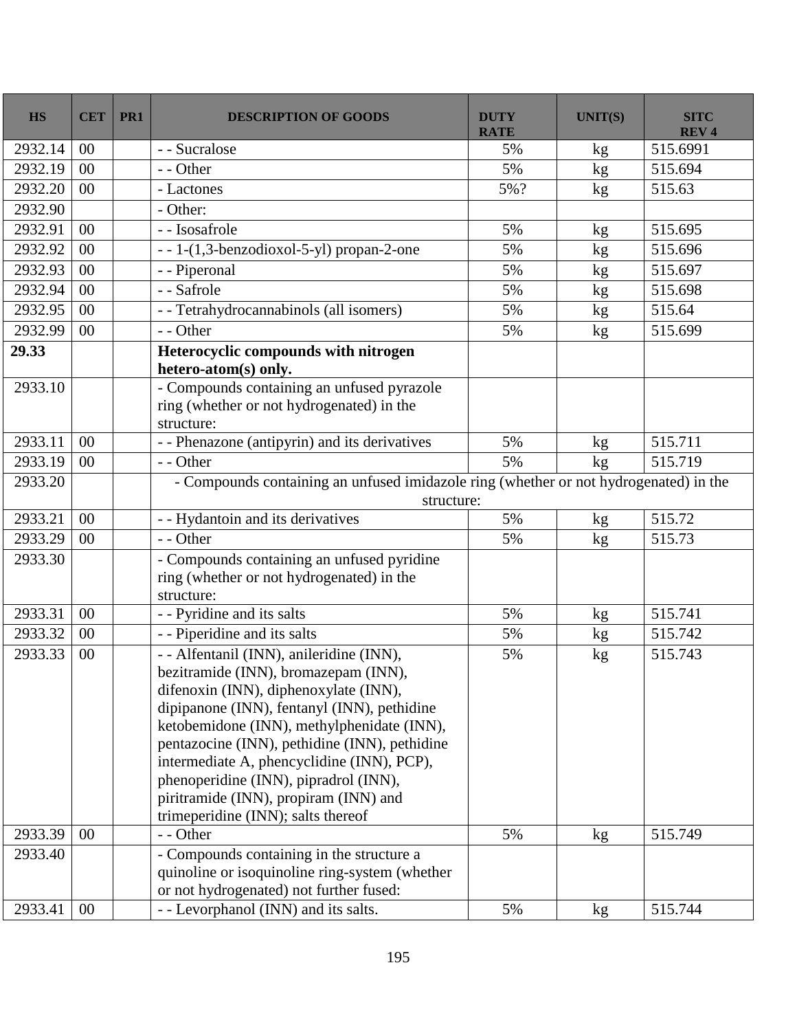| HS | CET | PR1 | DESCRIPTION OF GOODS | DUTY RATE | UNIT(S) | SITC REV 4 |
|---|---|---|---|---|---|---|
| 2932.14 | 00 | | - - Sucralose | 5% | kg | 515.6991 |
| 2932.19 | 00 | | - - Other | 5% | kg | 515.694 |
| 2932.20 | 00 | | - Lactones | 5%? | kg | 515.63 |
| 2932.90 | | | - Other: | | | |
| 2932.91 | 00 | | - - Isosafrole | 5% | kg | 515.695 |
| 2932.92 | 00 | | - - 1-(1,3-benzodioxol-5-yl) propan-2-one | 5% | kg | 515.696 |
| 2932.93 | 00 | | - - Piperonal | 5% | kg | 515.697 |
| 2932.94 | 00 | | - - Safrole | 5% | kg | 515.698 |
| 2932.95 | 00 | | - - Tetrahydrocannabinols (all isomers) | 5% | kg | 515.64 |
| 2932.99 | 00 | | - - Other | 5% | kg | 515.699 |
| **29.33** | | | **Heterocyclic compounds with nitrogen hetero-atom(s) only.** | | | |
| 2933.10 | | | - Compounds containing an unfused pyrazole ring (whether or not hydrogenated) in the structure: | | | |
| 2933.11 | 00 | | - - Phenazone (antipyrin) and its derivatives | 5% | kg | 515.711 |
| 2933.19 | 00 | | - - Other | 5% | kg | 515.719 |
| 2933.20 | | | - Compounds containing an unfused imidazole ring (whether or not hydrogenated) in the structure: | | | |
| 2933.21 | 00 | | - - Hydantoin and its derivatives | 5% | kg | 515.72 |
| 2933.29 | 00 | | - - Other | 5% | kg | 515.73 |
| 2933.30 | | | - Compounds containing an unfused pyridine ring (whether or not hydrogenated) in the structure: | | | |
| 2933.31 | 00 | | - - Pyridine and its salts | 5% | kg | 515.741 |
| 2933.32 | 00 | | - - Piperidine and its salts | 5% | kg | 515.742 |
| 2933.33 | 00 | | - - Alfentanil (INN), anileridine (INN), bezitramide (INN), bromazepam (INN), difenoxin (INN), diphenoxylate (INN), dipipanone (INN), fentanyl (INN), pethidine ketobemidone (INN), methylphenidate (INN), pentazocine (INN), pethidine (INN), pethidine intermediate A, phencyclidine (INN), PCP), phenoperidine (INN), pipradrol (INN), piritramide (INN), propiram (INN) and trimeperidine (INN); salts thereof | 5% | kg | 515.743 |
| 2933.39 | 00 | | - - Other | 5% | kg | 515.749 |
| 2933.40 | | | - Compounds containing in the structure a quinoline or isoquinoline ring-system (whether or not hydrogenated) not further fused: | | | |
| 2933.41 | 00 | | - - Levorphanol (INN) and its salts. | 5% | kg | 515.744 |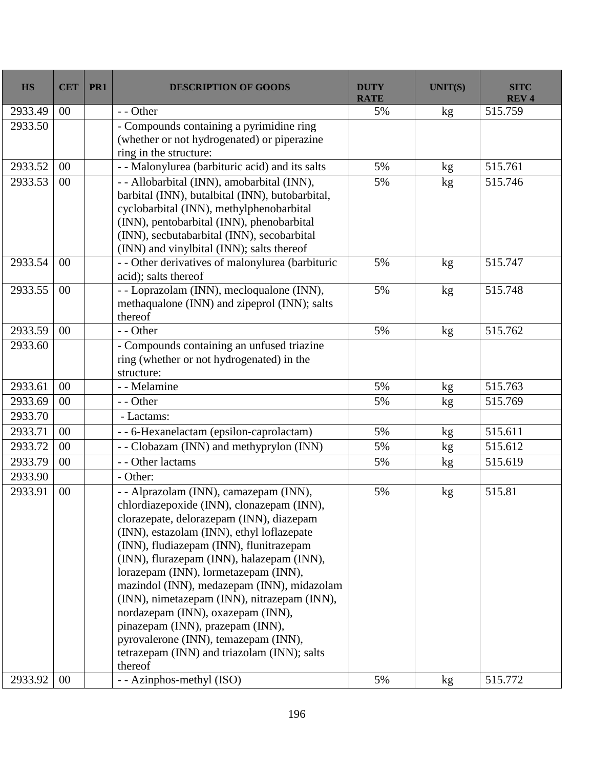| HS | CET | PR1 | DESCRIPTION OF GOODS | DUTY RATE | UNIT(S) | SITC REV 4 |
|---|---|---|---|---|---|---|
| 2933.49 | 00 | | - - Other | 5% | kg | 515.759 |
| 2933.50 | | | - Compounds containing a pyrimidine ring (whether or not hydrogenated) or piperazine ring in the structure: | | | |
| 2933.52 | 00 | | - - Malonylurea (barbituric acid) and its salts | 5% | kg | 515.761 |
| 2933.53 | 00 | | - - Allobarbital (INN), amobarbital (INN), barbital (INN), butalbital (INN), butobarbital, cyclobarbital (INN), methylphenobarbital (INN), pentobarbital (INN), phenobarbital (INN), secbutabarbital (INN), secobarbital (INN) and vinylbital (INN); salts thereof | 5% | kg | 515.746 |
| 2933.54 | 00 | | - - Other derivatives of malonylurea (barbituric acid); salts thereof | 5% | kg | 515.747 |
| 2933.55 | 00 | | - - Loprazolam (INN), mecloqualone (INN), methaqualone (INN) and zipeprol (INN); salts thereof | 5% | kg | 515.748 |
| 2933.59 | 00 | | - - Other | 5% | kg | 515.762 |
| 2933.60 | | | - Compounds containing an unfused triazine ring (whether or not hydrogenated) in the structure: | | | |
| 2933.61 | 00 | | - - Melamine | 5% | kg | 515.763 |
| 2933.69 | 00 | | - - Other | 5% | kg | 515.769 |
| 2933.70 | | | - Lactams: | | | |
| 2933.71 | 00 | | - - 6-Hexanelactam (epsilon-caprolactam) | 5% | kg | 515.611 |
| 2933.72 | 00 | | - - Clobazam (INN) and methyprylon (INN) | 5% | kg | 515.612 |
| 2933.79 | 00 | | - - Other lactams | 5% | kg | 515.619 |
| 2933.90 | | | - Other: | | | |
| 2933.91 | 00 | | - - Alprazolam (INN), camazepam (INN), chlordiazepoxide (INN), clonazepam (INN), clorazepate, delorazepam (INN), diazepam (INN), estazolam (INN), ethyl loflazepate (INN), fludiazepam (INN), flunitrazepam (INN), flurazepam (INN), halazepam (INN), lorazepam (INN), lormetazepam (INN), mazindol (INN), medazepam (INN), midazolam (INN), nimetazepam (INN), nitrazepam (INN), nordazepam (INN), oxazepam (INN), pinazepam (INN), prazepam (INN), pyrovalerone (INN), temazepam (INN), tetrazepam (INN) and triazolam (INN); salts thereof | 5% | kg | 515.81 |
| 2933.92 | 00 | | - - Azinphos-methyl (ISO) | 5% | kg | 515.772 |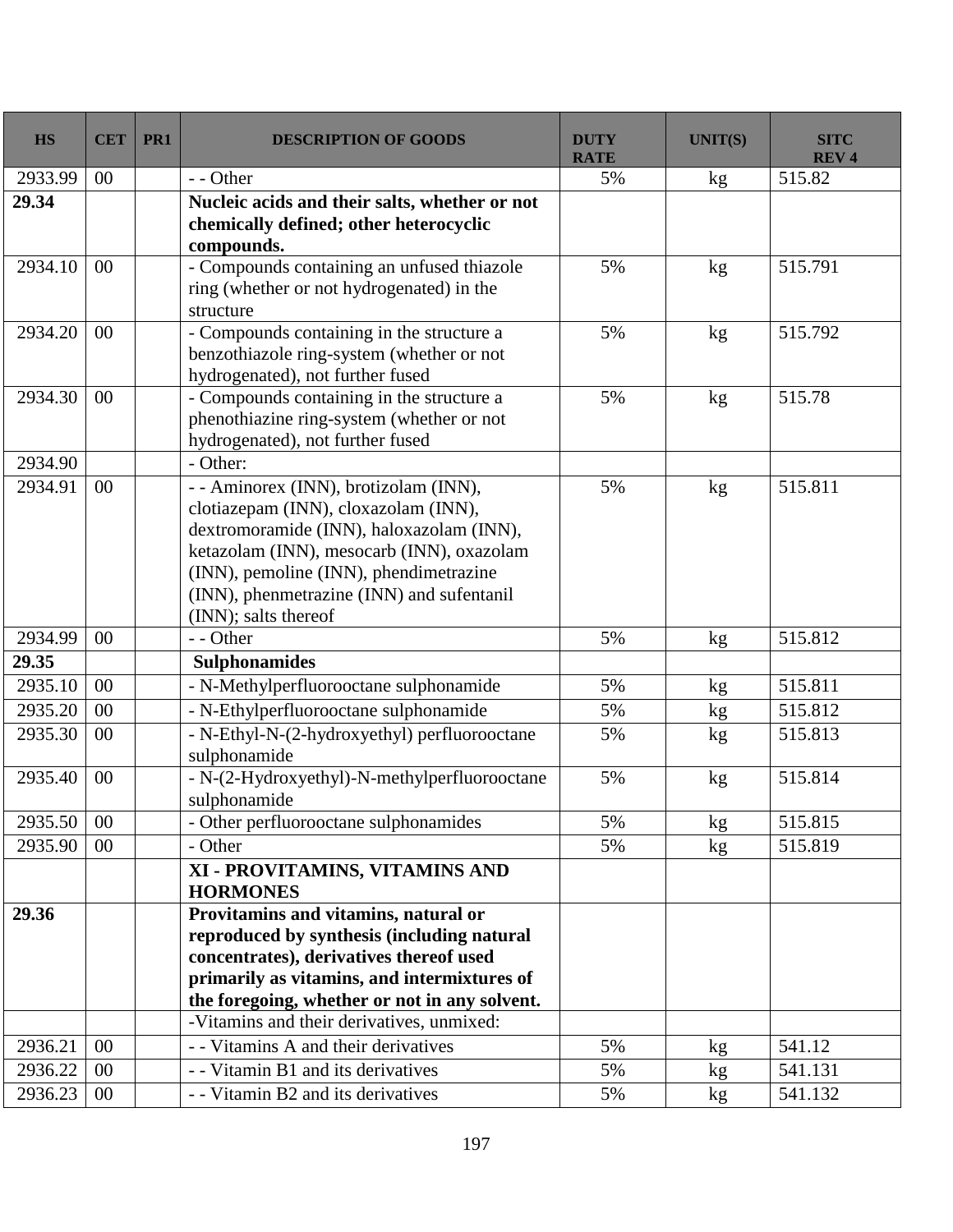| HS | CET | PR1 | DESCRIPTION OF GOODS | DUTY RATE | UNIT(S) | SITC REV 4 |
|---|---|---|---|---|---|---|
| 2933.99 | 00 | | - - Other | 5% | kg | 515.82 |
| **29.34** | | | **Nucleic acids and their salts, whether or not chemically defined; other heterocyclic compounds.** | | | |
| 2934.10 | 00 | | - Compounds containing an unfused thiazole ring (whether or not hydrogenated) in the structure | 5% | kg | 515.791 |
| 2934.20 | 00 | | - Compounds containing in the structure a benzothiazole ring-system (whether or not hydrogenated), not further fused | 5% | kg | 515.792 |
| 2934.30 | 00 | | - Compounds containing in the structure a phenothiazine ring-system (whether or not hydrogenated), not further fused | 5% | kg | 515.78 |
| 2934.90 | | | - Other: | | | |
| 2934.91 | 00 | | - - Aminorex (INN), brotizolam (INN), clotiazepam (INN), cloxazolam (INN), dextromoramide (INN), haloxazolam (INN), ketazolam (INN), mesocarb (INN), oxazolam (INN), pemoline (INN), phendimetrazine (INN), phenmetrazine (INN) and sufentanil (INN); salts thereof | 5% | kg | 515.811 |
| 2934.99 | 00 | | - - Other | 5% | kg | 515.812 |
| **29.35** | | | **Sulphonamides** | | | |
| 2935.10 | 00 | | - N-Methylperfluorooctane sulphonamide | 5% | kg | 515.811 |
| 2935.20 | 00 | | - N-Ethylperfluorooctane sulphonamide | 5% | kg | 515.812 |
| 2935.30 | 00 | | - N-Ethyl-N-(2-hydroxyethyl) perfluorooctane sulphonamide | 5% | kg | 515.813 |
| 2935.40 | 00 | | - N-(2-Hydroxyethyl)-N-methylperfluorooctane sulphonamide | 5% | kg | 515.814 |
| 2935.50 | 00 | | - Other perfluorooctane sulphonamides | 5% | kg | 515.815 |
| 2935.90 | 00 | | - Other | 5% | kg | 515.819 |
| | | | **XI - PROVITAMINS, VITAMINS AND HORMONES** | | | |
| **29.36** | | | **Provitamins and vitamins, natural or reproduced by synthesis (including natural concentrates), derivatives thereof used primarily as vitamins, and intermixtures of the foregoing, whether or not in any solvent.** | | | |
| | | | -Vitamins and their derivatives, unmixed: | | | |
| 2936.21 | 00 | | - - Vitamins A and their derivatives | 5% | kg | 541.12 |
| 2936.22 | 00 | | - - Vitamin B1 and its derivatives | 5% | kg | 541.131 |
| 2936.23 | 00 | | - - Vitamin B2 and its derivatives | 5% | kg | 541.132 |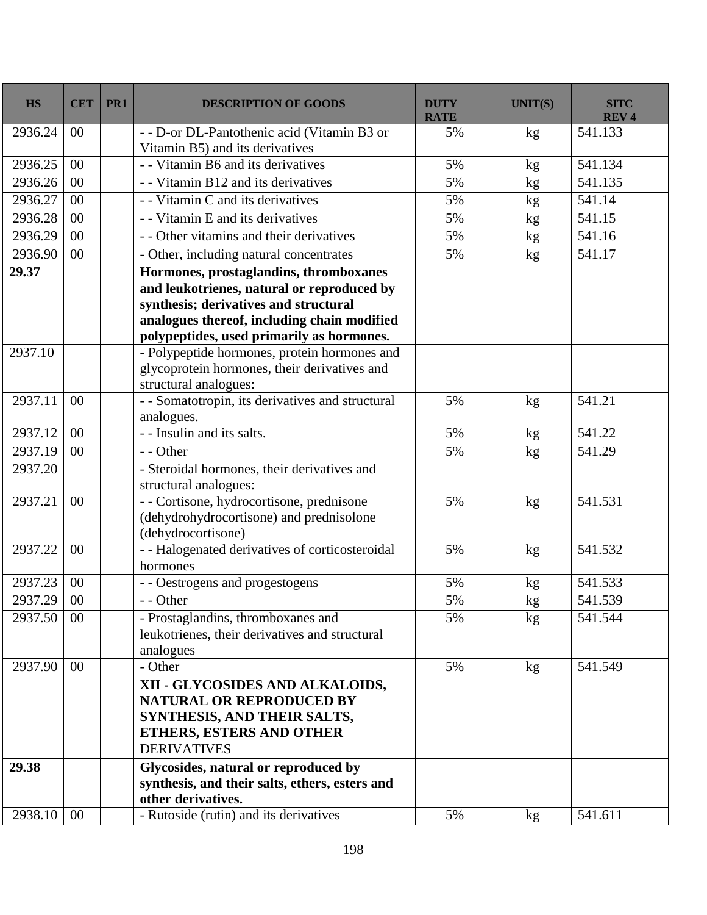| HS | CET | PR1 | DESCRIPTION OF GOODS | DUTY RATE | UNIT(S) | SITC REV 4 |
|---|---|---|---|---|---|---|
| 2936.24 | 00 | | - - D-or DL-Pantothenic acid (Vitamin B3 or Vitamin B5) and its derivatives | 5% | kg | 541.133 |
| 2936.25 | 00 | | - - Vitamin B6 and its derivatives | 5% | kg | 541.134 |
| 2936.26 | 00 | | - - Vitamin B12 and its derivatives | 5% | kg | 541.135 |
| 2936.27 | 00 | | - - Vitamin C and its derivatives | 5% | kg | 541.14 |
| 2936.28 | 00 | | - - Vitamin E and its derivatives | 5% | kg | 541.15 |
| 2936.29 | 00 | | - - Other vitamins and their derivatives | 5% | kg | 541.16 |
| 2936.90 | 00 | | - Other, including natural concentrates | 5% | kg | 541.17 |
| **29.37** | | | **Hormones, prostaglandins, thromboxanes and leukotrienes, natural or reproduced by synthesis; derivatives and structural analogues thereof, including chain modified polypeptides, used primarily as hormones.** | | | |
| 2937.10 | | | - Polypeptide hormones, protein hormones and glycoprotein hormones, their derivatives and structural analogues: | | | |
| 2937.11 | 00 | | - - Somatotropin, its derivatives and structural analogues. | 5% | kg | 541.21 |
| 2937.12 | 00 | | - - Insulin and its salts. | 5% | kg | 541.22 |
| 2937.19 | 00 | | - - Other | 5% | kg | 541.29 |
| 2937.20 | | | - Steroidal hormones, their derivatives and structural analogues: | | | |
| 2937.21 | 00 | | - - Cortisone, hydrocortisone, prednisone (dehydrohydrocortisone) and prednisolone (dehydrocortisone) | 5% | kg | 541.531 |
| 2937.22 | 00 | | - - Halogenated derivatives of corticosteroidal hormones | 5% | kg | 541.532 |
| 2937.23 | 00 | | - - Oestrogens and progestogens | 5% | kg | 541.533 |
| 2937.29 | 00 | | - - Other | 5% | kg | 541.539 |
| 2937.50 | 00 | | - Prostaglandins, thromboxanes and leukotrienes, their derivatives and structural analogues | 5% | kg | 541.544 |
| 2937.90 | 00 | | - Other | 5% | kg | 541.549 |
| | | | **XII - GLYCOSIDES AND ALKALOIDS, NATURAL OR REPRODUCED BY SYNTHESIS, AND THEIR SALTS, ETHERS, ESTERS AND OTHER** | | | |
| | | | DERIVATIVES | | | |
| **29.38** | | | **Glycosides, natural or reproduced by synthesis, and their salts, ethers, esters and other derivatives.** | | | |
| 2938.10 | 00 | | - Rutoside (rutin) and its derivatives | 5% | kg | 541.611 |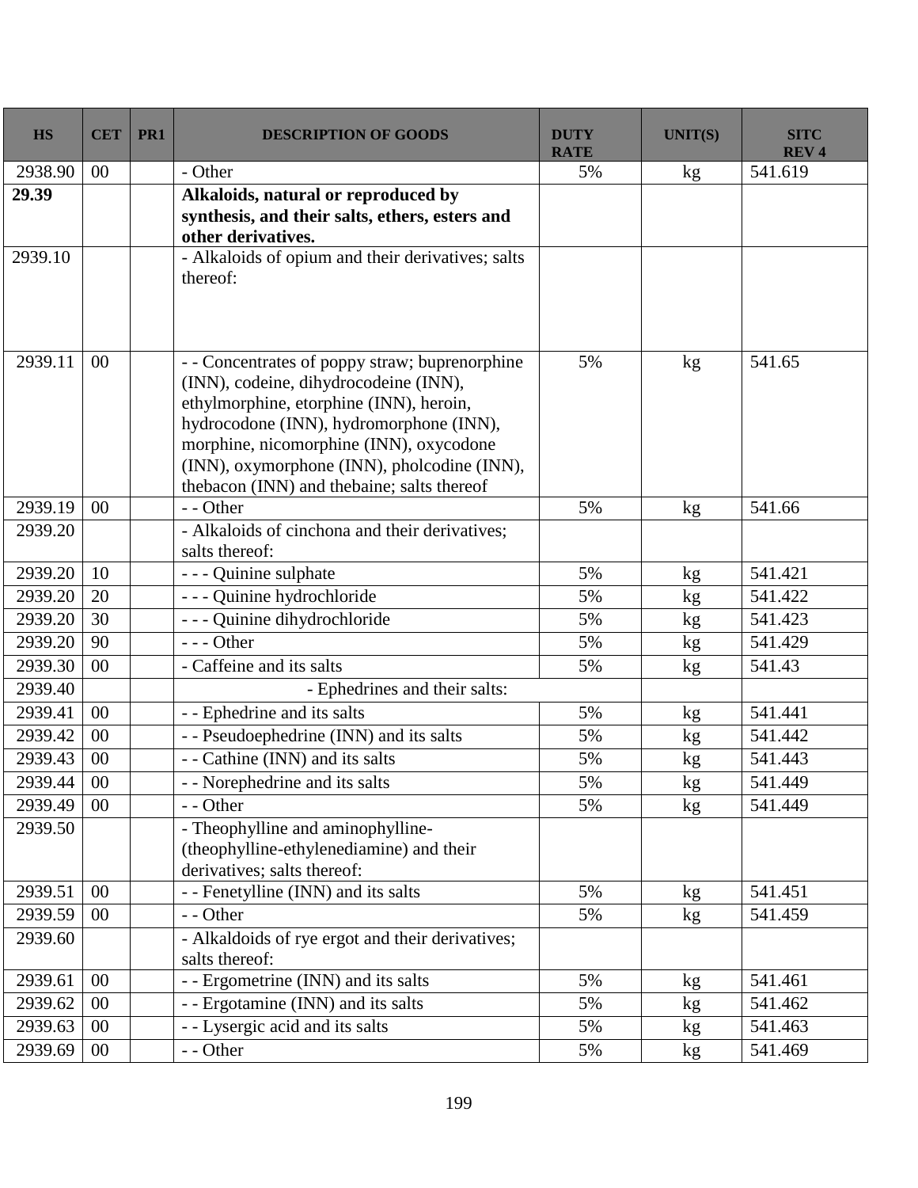| HS | CET | PR1 | DESCRIPTION OF GOODS | DUTY RATE | UNIT(S) | SITC REV 4 |
|---|---|---|---|---|---|---|
| 2938.90 | 00 | | - Other | 5% | kg | 541.619 |
| **29.39** | | | **Alkaloids, natural or reproduced by synthesis, and their salts, ethers, esters and other derivatives.** | | | |
| 2939.10 | | | - Alkaloids of opium and their derivatives; salts thereof: | | | |
| 2939.11 | 00 | | - - Concentrates of poppy straw; buprenorphine (INN), codeine, dihydrocodeine (INN), ethylmorphine, etorphine (INN), heroin, hydrocodone (INN), hydromorphone (INN), morphine, nicomorphine (INN), oxycodone (INN), oxymorphone (INN), pholcodine (INN), thebacon (INN) and thebaine; salts thereof | 5% | kg | 541.65 |
| 2939.19 | 00 | | - - Other | 5% | kg | 541.66 |
| 2939.20 | | | - Alkaloids of cinchona and their derivatives; salts thereof: | | | |
| 2939.20 | 10 | | - - - Quinine sulphate | 5% | kg | 541.421 |
| 2939.20 | 20 | | - - - Quinine hydrochloride | 5% | kg | 541.422 |
| 2939.20 | 30 | | - - - Quinine dihydrochloride | 5% | kg | 541.423 |
| 2939.20 | 90 | | - - - Other | 5% | kg | 541.429 |
| 2939.30 | 00 | | - Caffeine and its salts | 5% | kg | 541.43 |
| 2939.40 | | | - Ephedrines and their salts: | | | |
| 2939.41 | 00 | | - - Ephedrine and its salts | 5% | kg | 541.441 |
| 2939.42 | 00 | | - - Pseudoephedrine (INN) and its salts | 5% | kg | 541.442 |
| 2939.43 | 00 | | - - Cathine (INN) and its salts | 5% | kg | 541.443 |
| 2939.44 | 00 | | - - Norephedrine and its salts | 5% | kg | 541.449 |
| 2939.49 | 00 | | - - Other | 5% | kg | 541.449 |
| 2939.50 | | | - Theophylline and aminophylline- (theophylline-ethylenediamine) and their derivatives; salts thereof: | | | |
| 2939.51 | 00 | | - - Fenetylline (INN) and its salts | 5% | kg | 541.451 |
| 2939.59 | 00 | | - - Other | 5% | kg | 541.459 |
| 2939.60 | | | - Alkaldoids of rye ergot and their derivatives; salts thereof: | | | |
| 2939.61 | 00 | | - - Ergometrine (INN) and its salts | 5% | kg | 541.461 |
| 2939.62 | 00 | | - - Ergotamine (INN) and its salts | 5% | kg | 541.462 |
| 2939.63 | 00 | | - - Lysergic acid and its salts | 5% | kg | 541.463 |
| 2939.69 | 00 | | - - Other | 5% | kg | 541.469 |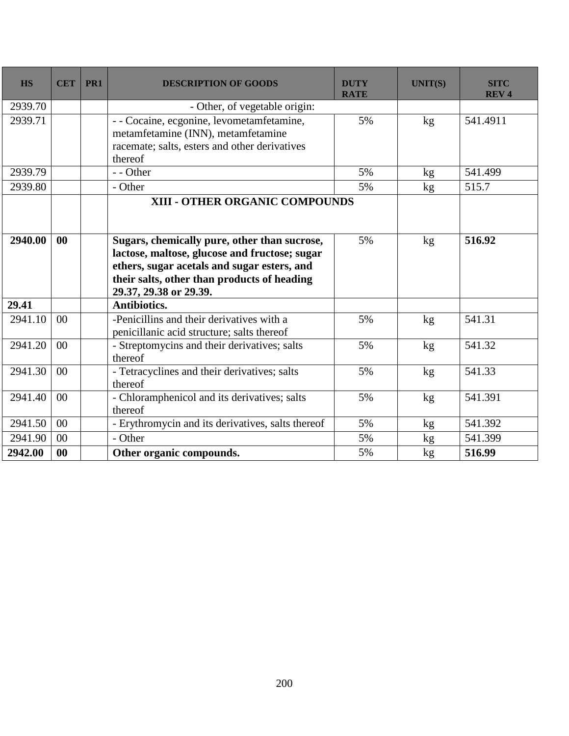| HS | CET | PR1 | DESCRIPTION OF GOODS | DUTY RATE | UNIT(S) | SITC REV 4 |
|---|---|---|---|---|---|---|
| 2939.70 | | | - Other, of vegetable origin: | | | |
| 2939.71 | | | - - Cocaine, ecgonine, levometamfetamine, metamfetamine (INN), metamfetamine racemate; salts, esters and other derivatives thereof | 5% | kg | 541.4911 |
| 2939.79 | | | - - Other | 5% | kg | 541.499 |
| 2939.80 | | | - Other | 5% | kg | 515.7 |
| | | | **XIII - OTHER ORGANIC COMPOUNDS** | | | |
| **2940.00** | **00** | | **Sugars, chemically pure, other than sucrose, lactose, maltose, glucose and fructose; sugar ethers, sugar acetals and sugar esters, and their salts, other than products of heading 29.37, 29.38 or 29.39.** | 5% | kg | **516.92** |
| **29.41** | | | **Antibiotics.** | | | |
| 2941.10 | 00 | | -Penicillins and their derivatives with a penicillanic acid structure; salts thereof | 5% | kg | 541.31 |
| 2941.20 | 00 | | - Streptomycins and their derivatives; salts thereof | 5% | kg | 541.32 |
| 2941.30 | 00 | | - Tetracyclines and their derivatives; salts thereof | 5% | kg | 541.33 |
| 2941.40 | 00 | | - Chloramphenicol and its derivatives; salts thereof | 5% | kg | 541.391 |
| 2941.50 | 00 | | - Erythromycin and its derivatives, salts thereof | 5% | kg | 541.392 |
| 2941.90 | 00 | | - Other | 5% | kg | 541.399 |
| **2942.00** | **00** | | **Other organic compounds.** | 5% | kg | **516.99** |